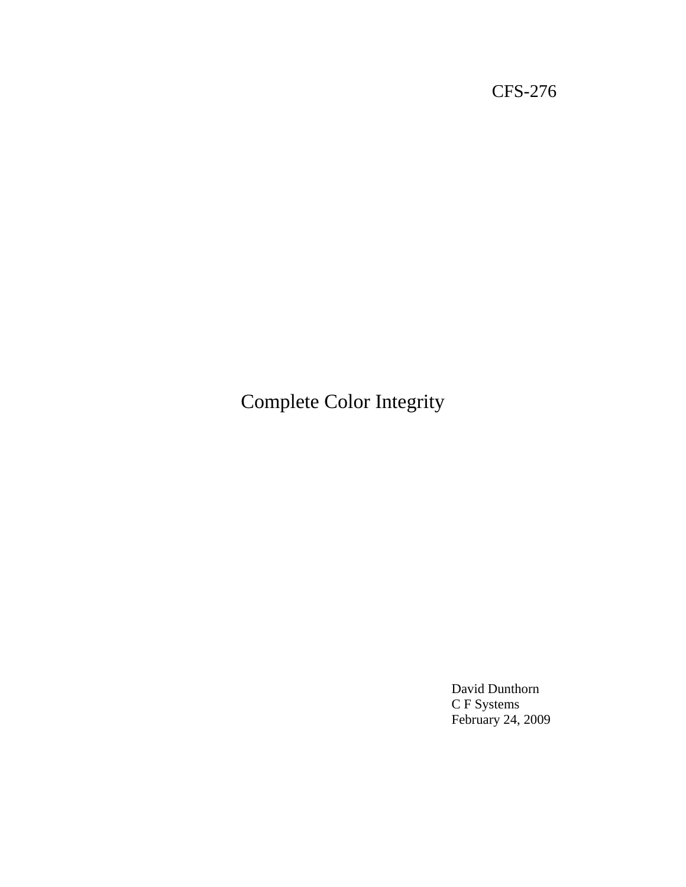CFS-276

# Complete Color Integrity

David Dunthorn
C F Systems
February 24, 2009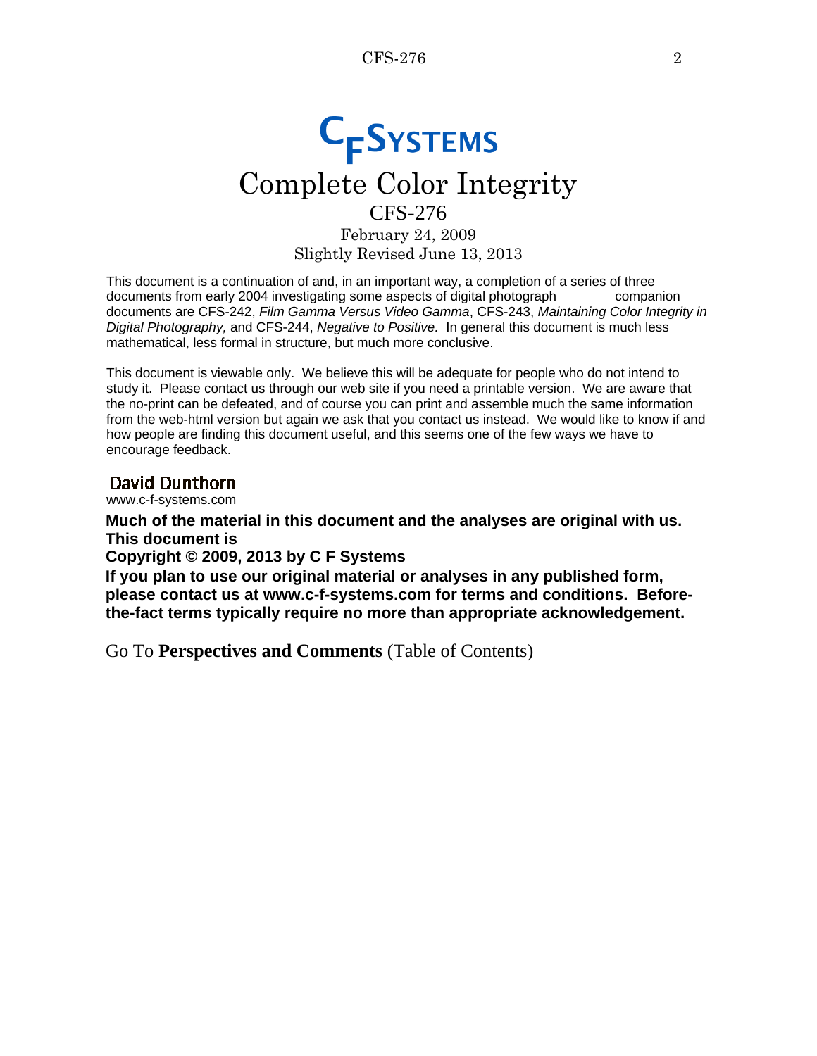# CFSystems

# Complete Color Integrity

## CFS-276

February 24, 2009

Slightly Revised June 13, 2013

This document is a continuation of and, in an important way, a completion of a series of three documents from early 2004 investigating some aspects of digital photograph companion documents are CFS-242, *Film Gamma Versus Video Gamma*, CFS-243, *Maintaining Color Integrity in Digital Photography,* and CFS-244, *Negative to Positive.* In general this document is much less mathematical, less formal in structure, but much more conclusive.

This document is viewable only. We believe this will be adequate for people who do not intend to study it. Please contact us through our web site if you need a printable version. We are aware that the no-print can be defeated, and of course you can print and assemble much the same information from the web-html version but again we ask that you contact us instead. We would like to know if and how people are finding this document useful, and this seems one of the few ways we have to encourage feedback.

David Dunthorn

www.c-f-systems.com

**Much of the material in this document and the analyses are original with us. This document is**

**Copyright © 2009, 2013 by C F Systems**

**If you plan to use our original material or analyses in any published form, please contact us at www.c-f-systems.com for terms and conditions. Before-the-fact terms typically require no more than appropriate acknowledgement.**

Go To **Perspectives and Comments** (Table of Contents)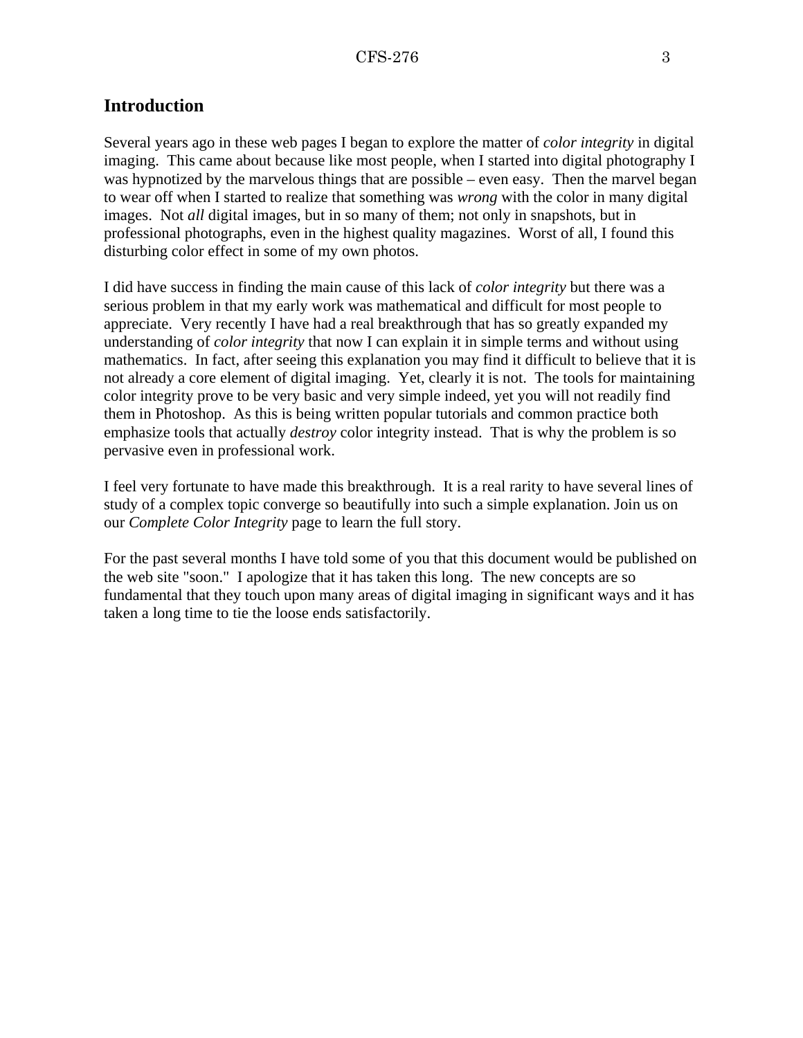## Introduction

Several years ago in these web pages I began to explore the matter of *color integrity* in digital imaging. This came about because like most people, when I started into digital photography I was hypnotized by the marvelous things that are possible – even easy. Then the marvel began to wear off when I started to realize that something was *wrong* with the color in many digital images. Not *all* digital images, but in so many of them; not only in snapshots, but in professional photographs, even in the highest quality magazines. Worst of all, I found this disturbing color effect in some of my own photos.

I did have success in finding the main cause of this lack of *color integrity* but there was a serious problem in that my early work was mathematical and difficult for most people to appreciate. Very recently I have had a real breakthrough that has so greatly expanded my understanding of *color integrity* that now I can explain it in simple terms and without using mathematics. In fact, after seeing this explanation you may find it difficult to believe that it is not already a core element of digital imaging. Yet, clearly it is not. The tools for maintaining color integrity prove to be very basic and very simple indeed, yet you will not readily find them in Photoshop. As this is being written popular tutorials and common practice both emphasize tools that actually *destroy* color integrity instead. That is why the problem is so pervasive even in professional work.

I feel very fortunate to have made this breakthrough. It is a real rarity to have several lines of study of a complex topic converge so beautifully into such a simple explanation. Join us on our *Complete Color Integrity* page to learn the full story.

For the past several months I have told some of you that this document would be published on the web site "soon." I apologize that it has taken this long. The new concepts are so fundamental that they touch upon many areas of digital imaging in significant ways and it has taken a long time to tie the loose ends satisfactorily.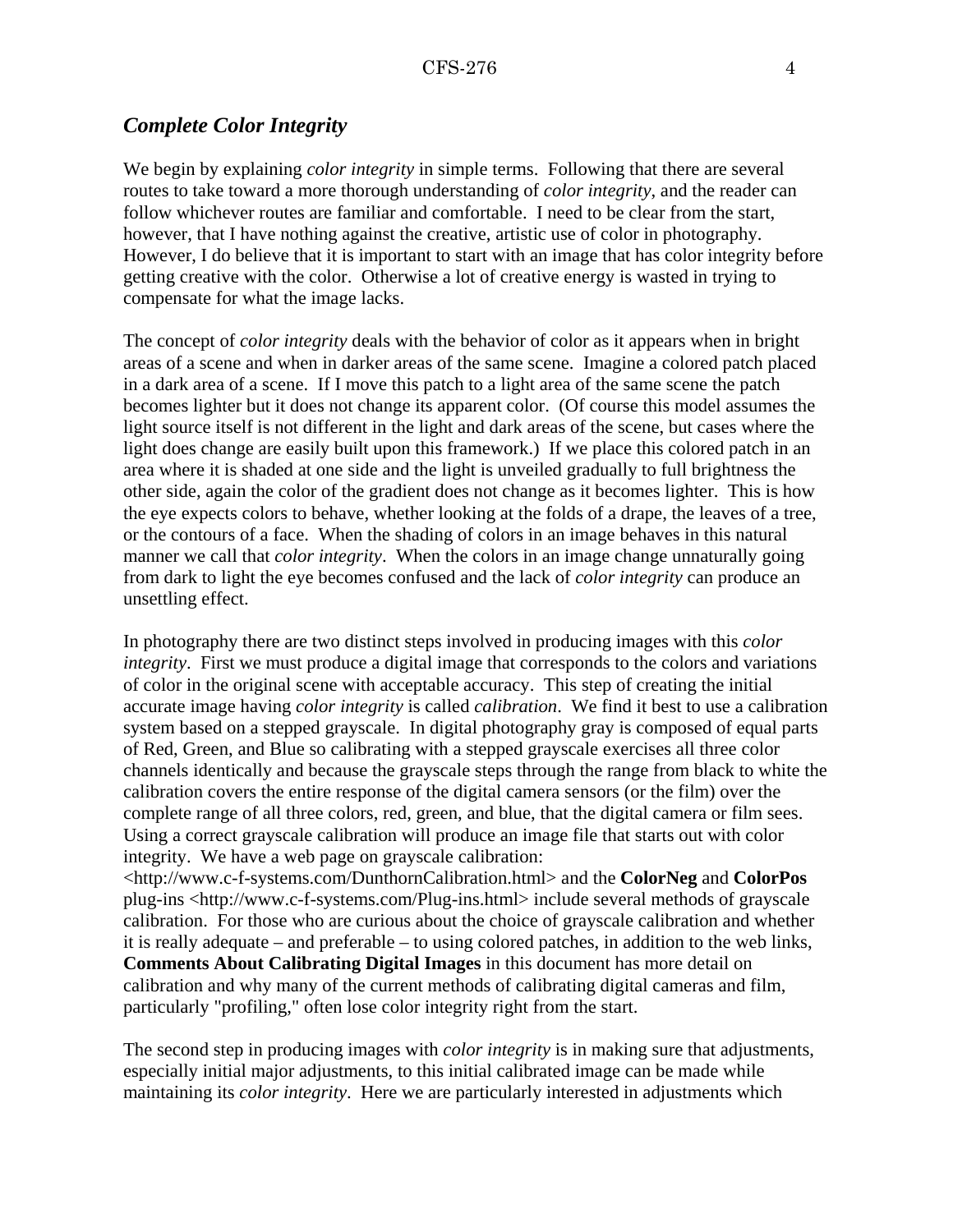## *Complete Color Integrity*

We begin by explaining *color integrity* in simple terms. Following that there are several routes to take toward a more thorough understanding of *color integrity*, and the reader can follow whichever routes are familiar and comfortable. I need to be clear from the start, however, that I have nothing against the creative, artistic use of color in photography. However, I do believe that it is important to start with an image that has color integrity before getting creative with the color. Otherwise a lot of creative energy is wasted in trying to compensate for what the image lacks.

The concept of *color integrity* deals with the behavior of color as it appears when in bright areas of a scene and when in darker areas of the same scene. Imagine a colored patch placed in a dark area of a scene. If I move this patch to a light area of the same scene the patch becomes lighter but it does not change its apparent color. (Of course this model assumes the light source itself is not different in the light and dark areas of the scene, but cases where the light does change are easily built upon this framework.) If we place this colored patch in an area where it is shaded at one side and the light is unveiled gradually to full brightness the other side, again the color of the gradient does not change as it becomes lighter. This is how the eye expects colors to behave, whether looking at the folds of a drape, the leaves of a tree, or the contours of a face. When the shading of colors in an image behaves in this natural manner we call that *color integrity*. When the colors in an image change unnaturally going from dark to light the eye becomes confused and the lack of *color integrity* can produce an unsettling effect.

In photography there are two distinct steps involved in producing images with this *color integrity*. First we must produce a digital image that corresponds to the colors and variations of color in the original scene with acceptable accuracy. This step of creating the initial accurate image having *color integrity* is called *calibration*. We find it best to use a calibration system based on a stepped grayscale. In digital photography gray is composed of equal parts of Red, Green, and Blue so calibrating with a stepped grayscale exercises all three color channels identically and because the grayscale steps through the range from black to white the calibration covers the entire response of the digital camera sensors (or the film) over the complete range of all three colors, red, green, and blue, that the digital camera or film sees. Using a correct grayscale calibration will produce an image file that starts out with color integrity. We have a web page on grayscale calibration: <http://www.c-f-systems.com/DunthornCalibration.html> and the **ColorNeg** and **ColorPos** plug-ins <http://www.c-f-systems.com/Plug-ins.html> include several methods of grayscale calibration. For those who are curious about the choice of grayscale calibration and whether it is really adequate – and preferable – to using colored patches, in addition to the web links, **Comments About Calibrating Digital Images** in this document has more detail on calibration and why many of the current methods of calibrating digital cameras and film, particularly "profiling," often lose color integrity right from the start.

The second step in producing images with *color integrity* is in making sure that adjustments, especially initial major adjustments, to this initial calibrated image can be made while maintaining its *color integrity*. Here we are particularly interested in adjustments which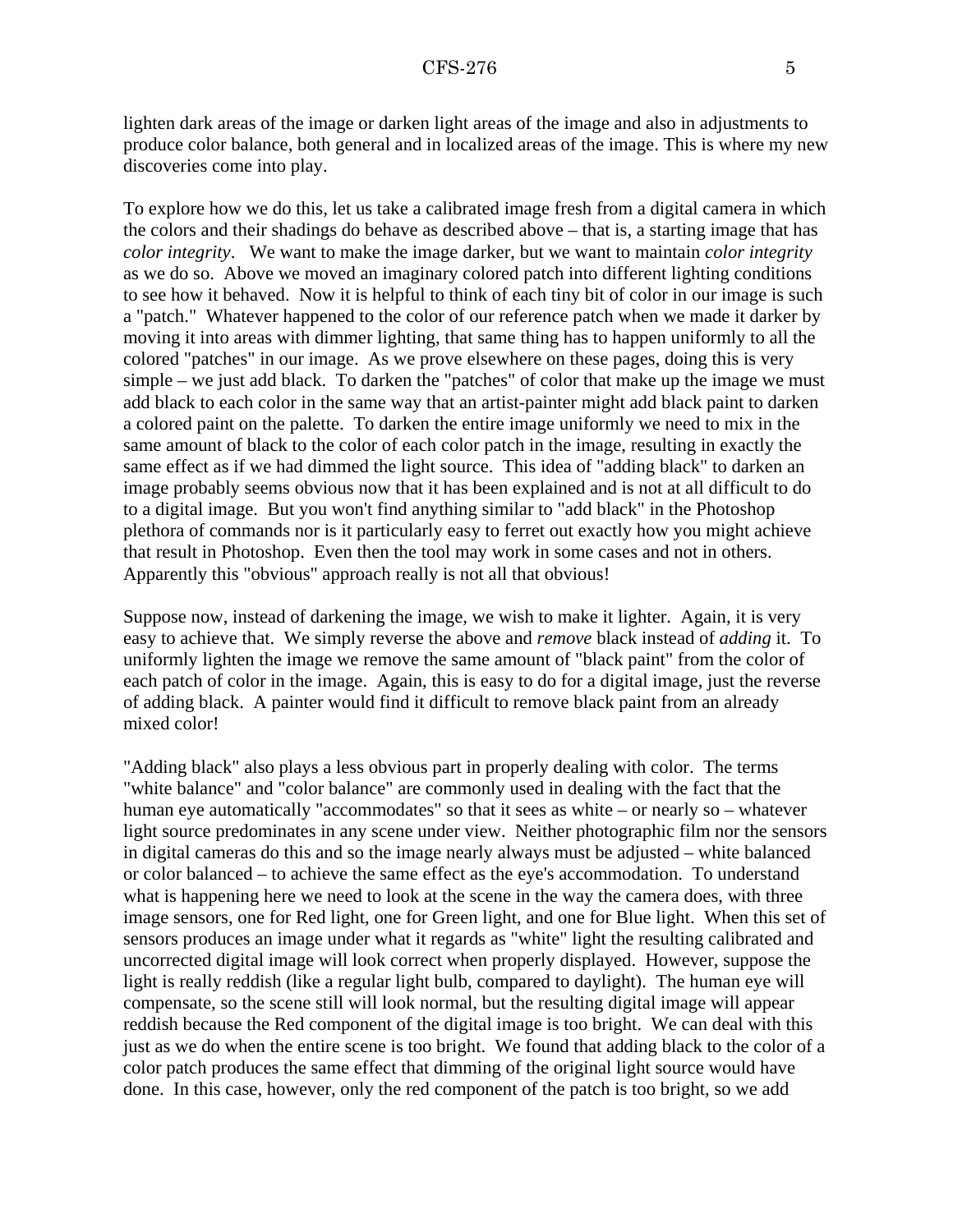lighten dark areas of the image or darken light areas of the image and also in adjustments to produce color balance, both general and in localized areas of the image. This is where my new discoveries come into play.

To explore how we do this, let us take a calibrated image fresh from a digital camera in which the colors and their shadings do behave as described above – that is, a starting image that has *color integrity*. We want to make the image darker, but we want to maintain *color integrity* as we do so. Above we moved an imaginary colored patch into different lighting conditions to see how it behaved. Now it is helpful to think of each tiny bit of color in our image is such a "patch." Whatever happened to the color of our reference patch when we made it darker by moving it into areas with dimmer lighting, that same thing has to happen uniformly to all the colored "patches" in our image. As we prove elsewhere on these pages, doing this is very simple – we just add black. To darken the "patches" of color that make up the image we must add black to each color in the same way that an artist-painter might add black paint to darken a colored paint on the palette. To darken the entire image uniformly we need to mix in the same amount of black to the color of each color patch in the image, resulting in exactly the same effect as if we had dimmed the light source. This idea of "adding black" to darken an image probably seems obvious now that it has been explained and is not at all difficult to do to a digital image. But you won't find anything similar to "add black" in the Photoshop plethora of commands nor is it particularly easy to ferret out exactly how you might achieve that result in Photoshop. Even then the tool may work in some cases and not in others. Apparently this "obvious" approach really is not all that obvious!

Suppose now, instead of darkening the image, we wish to make it lighter. Again, it is very easy to achieve that. We simply reverse the above and *remove* black instead of *adding* it. To uniformly lighten the image we remove the same amount of "black paint" from the color of each patch of color in the image. Again, this is easy to do for a digital image, just the reverse of adding black. A painter would find it difficult to remove black paint from an already mixed color!

"Adding black" also plays a less obvious part in properly dealing with color. The terms "white balance" and "color balance" are commonly used in dealing with the fact that the human eye automatically "accommodates" so that it sees as white – or nearly so – whatever light source predominates in any scene under view. Neither photographic film nor the sensors in digital cameras do this and so the image nearly always must be adjusted – white balanced or color balanced – to achieve the same effect as the eye's accommodation. To understand what is happening here we need to look at the scene in the way the camera does, with three image sensors, one for Red light, one for Green light, and one for Blue light. When this set of sensors produces an image under what it regards as "white" light the resulting calibrated and uncorrected digital image will look correct when properly displayed. However, suppose the light is really reddish (like a regular light bulb, compared to daylight). The human eye will compensate, so the scene still will look normal, but the resulting digital image will appear reddish because the Red component of the digital image is too bright. We can deal with this just as we do when the entire scene is too bright. We found that adding black to the color of a color patch produces the same effect that dimming of the original light source would have done. In this case, however, only the red component of the patch is too bright, so we add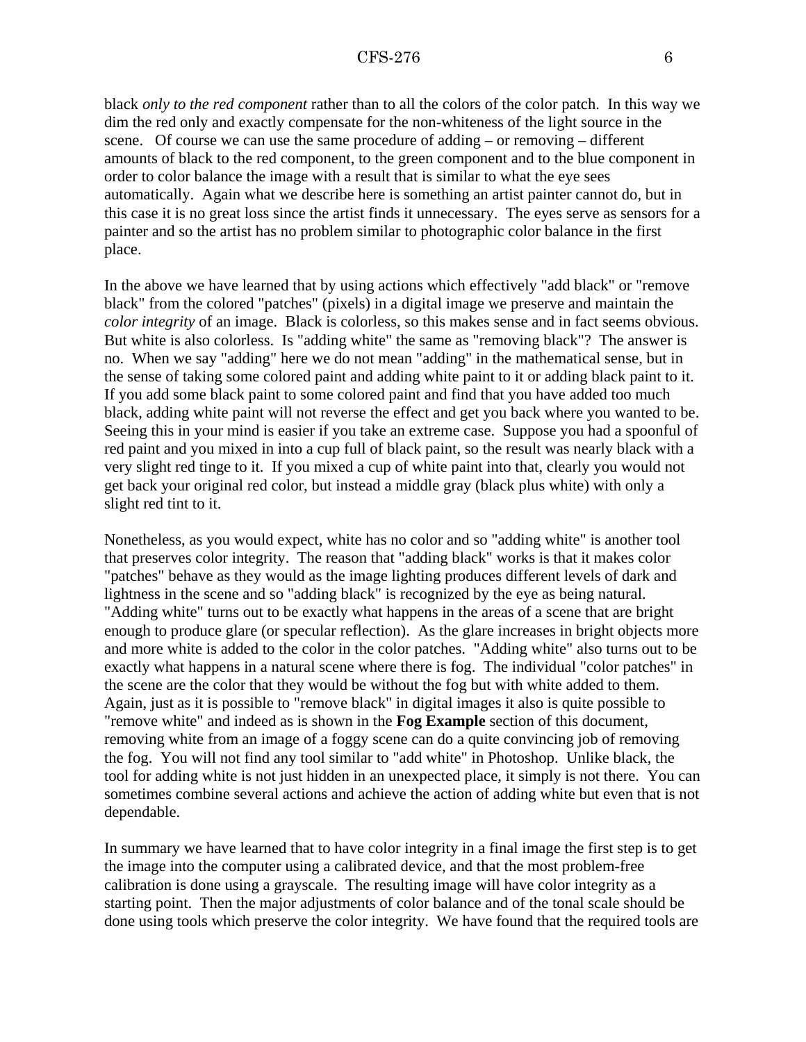black *only to the red component* rather than to all the colors of the color patch. In this way we dim the red only and exactly compensate for the non-whiteness of the light source in the scene. Of course we can use the same procedure of adding – or removing – different amounts of black to the red component, to the green component and to the blue component in order to color balance the image with a result that is similar to what the eye sees automatically. Again what we describe here is something an artist painter cannot do, but in this case it is no great loss since the artist finds it unnecessary. The eyes serve as sensors for a painter and so the artist has no problem similar to photographic color balance in the first place.

In the above we have learned that by using actions which effectively "add black" or "remove black" from the colored "patches" (pixels) in a digital image we preserve and maintain the *color integrity* of an image. Black is colorless, so this makes sense and in fact seems obvious. But white is also colorless. Is "adding white" the same as "removing black"? The answer is no. When we say "adding" here we do not mean "adding" in the mathematical sense, but in the sense of taking some colored paint and adding white paint to it or adding black paint to it. If you add some black paint to some colored paint and find that you have added too much black, adding white paint will not reverse the effect and get you back where you wanted to be. Seeing this in your mind is easier if you take an extreme case. Suppose you had a spoonful of red paint and you mixed in into a cup full of black paint, so the result was nearly black with a very slight red tinge to it. If you mixed a cup of white paint into that, clearly you would not get back your original red color, but instead a middle gray (black plus white) with only a slight red tint to it.

Nonetheless, as you would expect, white has no color and so "adding white" is another tool that preserves color integrity. The reason that "adding black" works is that it makes color "patches" behave as they would as the image lighting produces different levels of dark and lightness in the scene and so "adding black" is recognized by the eye as being natural. "Adding white" turns out to be exactly what happens in the areas of a scene that are bright enough to produce glare (or specular reflection). As the glare increases in bright objects more and more white is added to the color in the color patches. "Adding white" also turns out to be exactly what happens in a natural scene where there is fog. The individual "color patches" in the scene are the color that they would be without the fog but with white added to them. Again, just as it is possible to "remove black" in digital images it also is quite possible to "remove white" and indeed as is shown in the **Fog Example** section of this document, removing white from an image of a foggy scene can do a quite convincing job of removing the fog. You will not find any tool similar to "add white" in Photoshop. Unlike black, the tool for adding white is not just hidden in an unexpected place, it simply is not there. You can sometimes combine several actions and achieve the action of adding white but even that is not dependable.

In summary we have learned that to have color integrity in a final image the first step is to get the image into the computer using a calibrated device, and that the most problem-free calibration is done using a grayscale. The resulting image will have color integrity as a starting point. Then the major adjustments of color balance and of the tonal scale should be done using tools which preserve the color integrity. We have found that the required tools are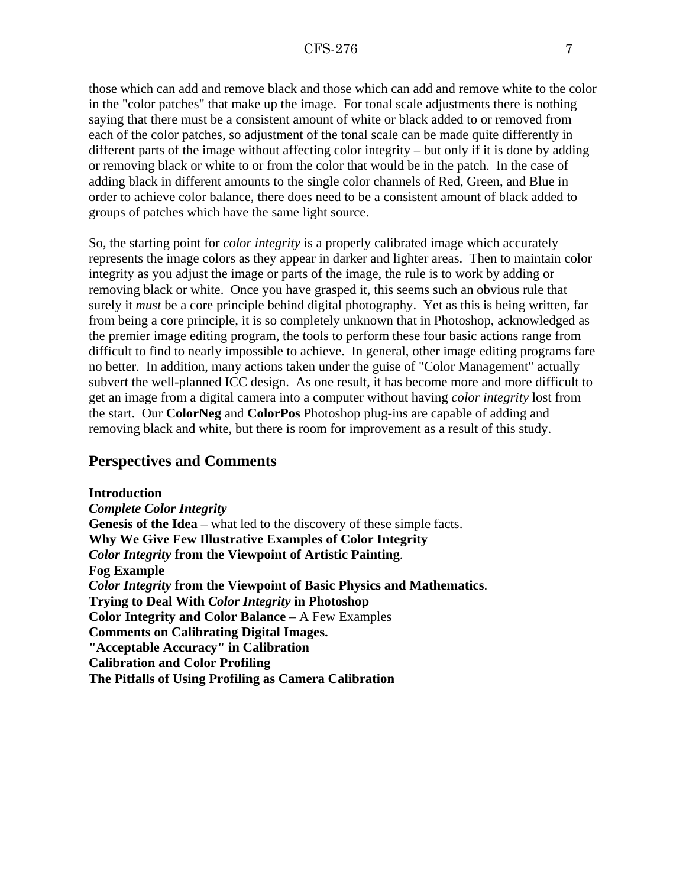those which can add and remove black and those which can add and remove white to the color in the "color patches" that make up the image. For tonal scale adjustments there is nothing saying that there must be a consistent amount of white or black added to or removed from each of the color patches, so adjustment of the tonal scale can be made quite differently in different parts of the image without affecting color integrity – but only if it is done by adding or removing black or white to or from the color that would be in the patch. In the case of adding black in different amounts to the single color channels of Red, Green, and Blue in order to achieve color balance, there does need to be a consistent amount of black added to groups of patches which have the same light source.

So, the starting point for *color integrity* is a properly calibrated image which accurately represents the image colors as they appear in darker and lighter areas. Then to maintain color integrity as you adjust the image or parts of the image, the rule is to work by adding or removing black or white. Once you have grasped it, this seems such an obvious rule that surely it *must* be a core principle behind digital photography. Yet as this is being written, far from being a core principle, it is so completely unknown that in Photoshop, acknowledged as the premier image editing program, the tools to perform these four basic actions range from difficult to find to nearly impossible to achieve. In general, other image editing programs fare no better. In addition, many actions taken under the guise of "Color Management" actually subvert the well-planned ICC design. As one result, it has become more and more difficult to get an image from a digital camera into a computer without having *color integrity* lost from the start. Our **ColorNeg** and **ColorPos** Photoshop plug-ins are capable of adding and removing black and white, but there is room for improvement as a result of this study.

## Perspectives and Comments

**Introduction**
***Complete Color Integrity***
**Genesis of the Idea** – what led to the discovery of these simple facts.
**Why We Give Few Illustrative Examples of Color Integrity**
***Color Integrity* from the Viewpoint of Artistic Painting**.
**Fog Example**
***Color Integrity* from the Viewpoint of Basic Physics and Mathematics**.
**Trying to Deal With *Color Integrity* in Photoshop**
**Color Integrity and Color Balance** – A Few Examples
**Comments on Calibrating Digital Images.**
**"Acceptable Accuracy" in Calibration**
**Calibration and Color Profiling**
**The Pitfalls of Using Profiling as Camera Calibration**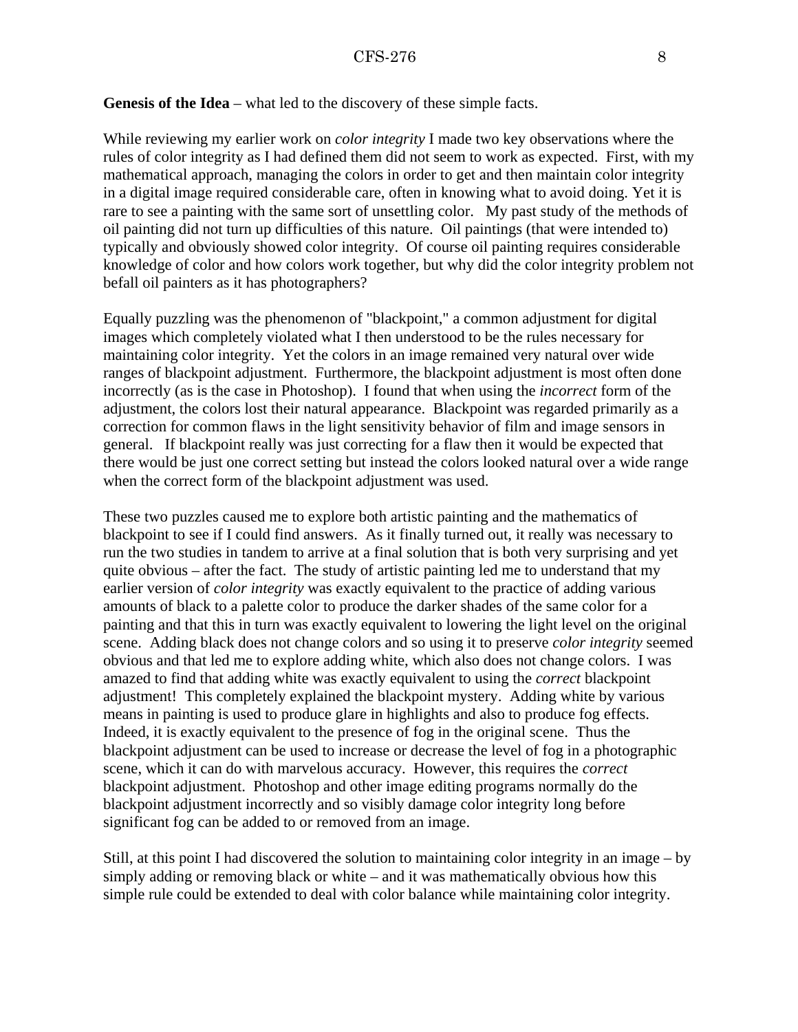**Genesis of the Idea** – what led to the discovery of these simple facts.

While reviewing my earlier work on *color integrity* I made two key observations where the rules of color integrity as I had defined them did not seem to work as expected. First, with my mathematical approach, managing the colors in order to get and then maintain color integrity in a digital image required considerable care, often in knowing what to avoid doing. Yet it is rare to see a painting with the same sort of unsettling color. My past study of the methods of oil painting did not turn up difficulties of this nature. Oil paintings (that were intended to) typically and obviously showed color integrity. Of course oil painting requires considerable knowledge of color and how colors work together, but why did the color integrity problem not befall oil painters as it has photographers?

Equally puzzling was the phenomenon of "blackpoint," a common adjustment for digital images which completely violated what I then understood to be the rules necessary for maintaining color integrity. Yet the colors in an image remained very natural over wide ranges of blackpoint adjustment. Furthermore, the blackpoint adjustment is most often done incorrectly (as is the case in Photoshop). I found that when using the *incorrect* form of the adjustment, the colors lost their natural appearance. Blackpoint was regarded primarily as a correction for common flaws in the light sensitivity behavior of film and image sensors in general. If blackpoint really was just correcting for a flaw then it would be expected that there would be just one correct setting but instead the colors looked natural over a wide range when the correct form of the blackpoint adjustment was used.

These two puzzles caused me to explore both artistic painting and the mathematics of blackpoint to see if I could find answers. As it finally turned out, it really was necessary to run the two studies in tandem to arrive at a final solution that is both very surprising and yet quite obvious – after the fact. The study of artistic painting led me to understand that my earlier version of *color integrity* was exactly equivalent to the practice of adding various amounts of black to a palette color to produce the darker shades of the same color for a painting and that this in turn was exactly equivalent to lowering the light level on the original scene. Adding black does not change colors and so using it to preserve *color integrity* seemed obvious and that led me to explore adding white, which also does not change colors. I was amazed to find that adding white was exactly equivalent to using the *correct* blackpoint adjustment! This completely explained the blackpoint mystery. Adding white by various means in painting is used to produce glare in highlights and also to produce fog effects. Indeed, it is exactly equivalent to the presence of fog in the original scene. Thus the blackpoint adjustment can be used to increase or decrease the level of fog in a photographic scene, which it can do with marvelous accuracy. However, this requires the *correct* blackpoint adjustment. Photoshop and other image editing programs normally do the blackpoint adjustment incorrectly and so visibly damage color integrity long before significant fog can be added to or removed from an image.

Still, at this point I had discovered the solution to maintaining color integrity in an image – by simply adding or removing black or white – and it was mathematically obvious how this simple rule could be extended to deal with color balance while maintaining color integrity.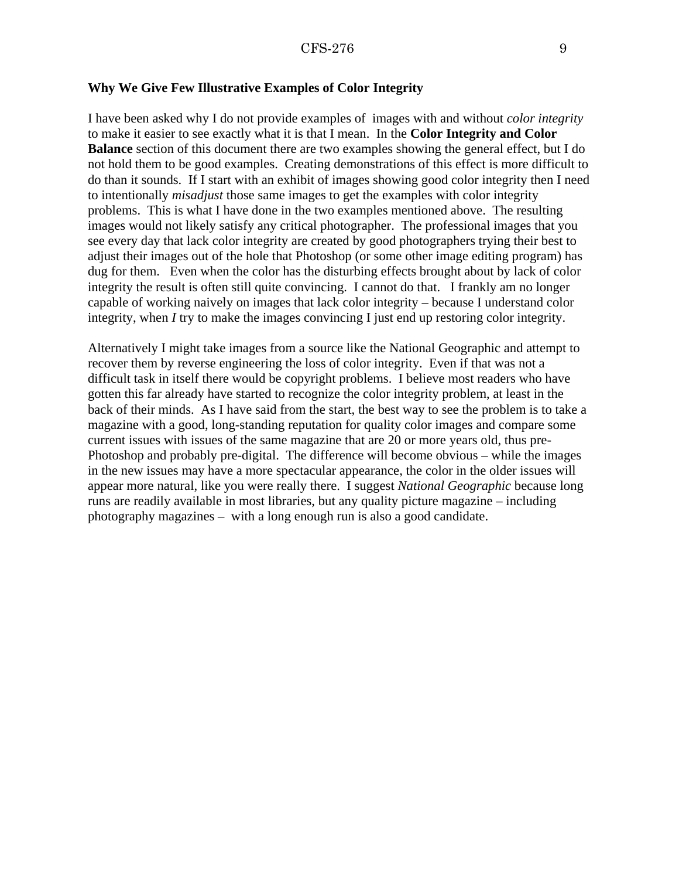## Why We Give Few Illustrative Examples of Color Integrity

I have been asked why I do not provide examples of images with and without *color integrity* to make it easier to see exactly what it is that I mean. In the **Color Integrity and Color Balance** section of this document there are two examples showing the general effect, but I do not hold them to be good examples. Creating demonstrations of this effect is more difficult to do than it sounds. If I start with an exhibit of images showing good color integrity then I need to intentionally *misadjust* those same images to get the examples with color integrity problems. This is what I have done in the two examples mentioned above. The resulting images would not likely satisfy any critical photographer. The professional images that you see every day that lack color integrity are created by good photographers trying their best to adjust their images out of the hole that Photoshop (or some other image editing program) has dug for them. Even when the color has the disturbing effects brought about by lack of color integrity the result is often still quite convincing. I cannot do that. I frankly am no longer capable of working naively on images that lack color integrity – because I understand color integrity, when *I* try to make the images convincing I just end up restoring color integrity.

Alternatively I might take images from a source like the National Geographic and attempt to recover them by reverse engineering the loss of color integrity. Even if that was not a difficult task in itself there would be copyright problems. I believe most readers who have gotten this far already have started to recognize the color integrity problem, at least in the back of their minds. As I have said from the start, the best way to see the problem is to take a magazine with a good, long-standing reputation for quality color images and compare some current issues with issues of the same magazine that are 20 or more years old, thus pre-Photoshop and probably pre-digital. The difference will become obvious – while the images in the new issues may have a more spectacular appearance, the color in the older issues will appear more natural, like you were really there. I suggest *National Geographic* because long runs are readily available in most libraries, but any quality picture magazine – including photography magazines – with a long enough run is also a good candidate.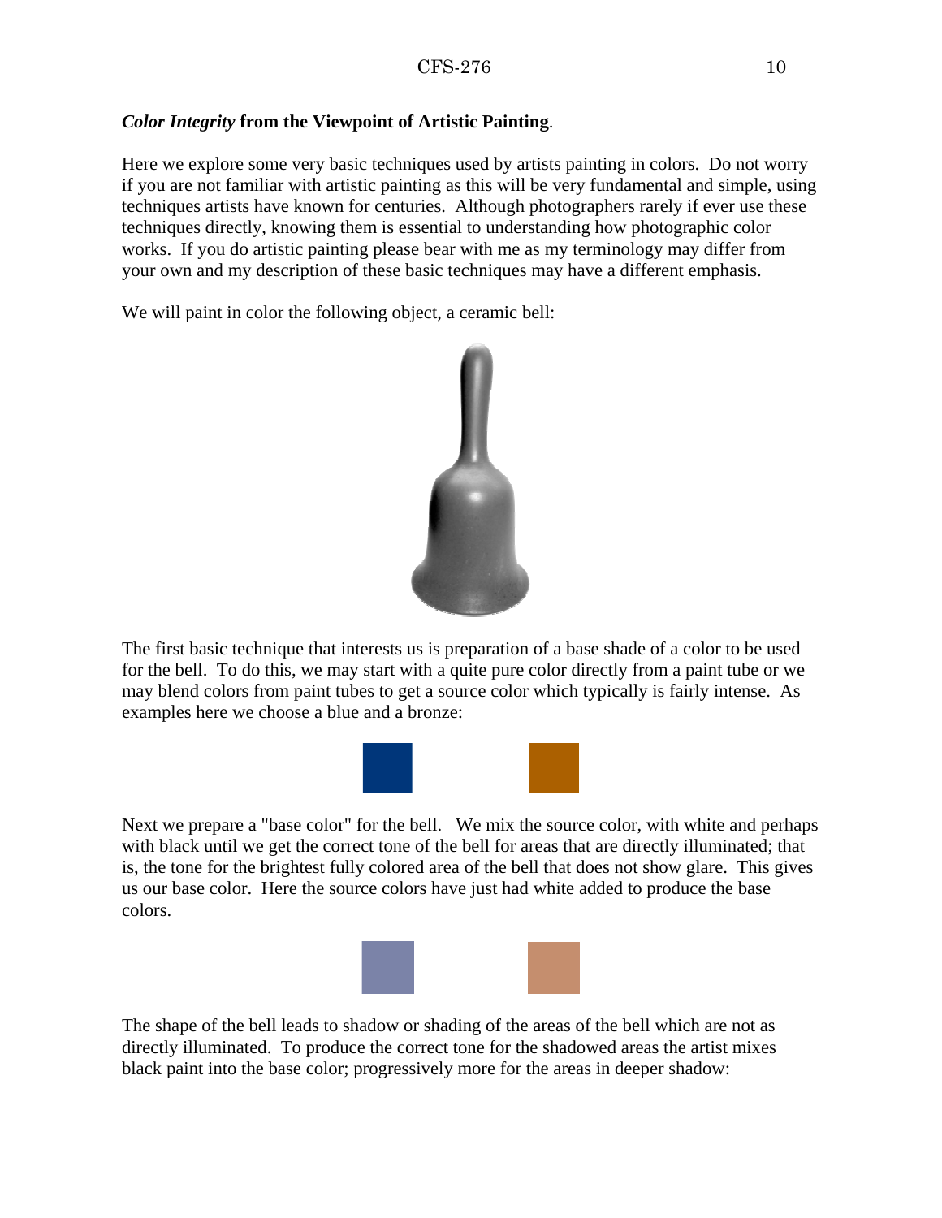***Color Integrity* from the Viewpoint of Artistic Painting**.

Here we explore some very basic techniques used by artists painting in colors. Do not worry if you are not familiar with artistic painting as this will be very fundamental and simple, using techniques artists have known for centuries. Although photographers rarely if ever use these techniques directly, knowing them is essential to understanding how photographic color works. If you do artistic painting please bear with me as my terminology may differ from your own and my description of these basic techniques may have a different emphasis.

We will paint in color the following object, a ceramic bell:

The first basic technique that interests us is preparation of a base shade of a color to be used for the bell. To do this, we may start with a quite pure color directly from a paint tube or we may blend colors from paint tubes to get a source color which typically is fairly intense. As examples here we choose a blue and a bronze:

Next we prepare a "base color" for the bell. We mix the source color, with white and perhaps with black until we get the correct tone of the bell for areas that are directly illuminated; that is, the tone for the brightest fully colored area of the bell that does not show glare. This gives us our base color. Here the source colors have just had white added to produce the base colors.

The shape of the bell leads to shadow or shading of the areas of the bell which are not as directly illuminated. To produce the correct tone for the shadowed areas the artist mixes black paint into the base color; progressively more for the areas in deeper shadow: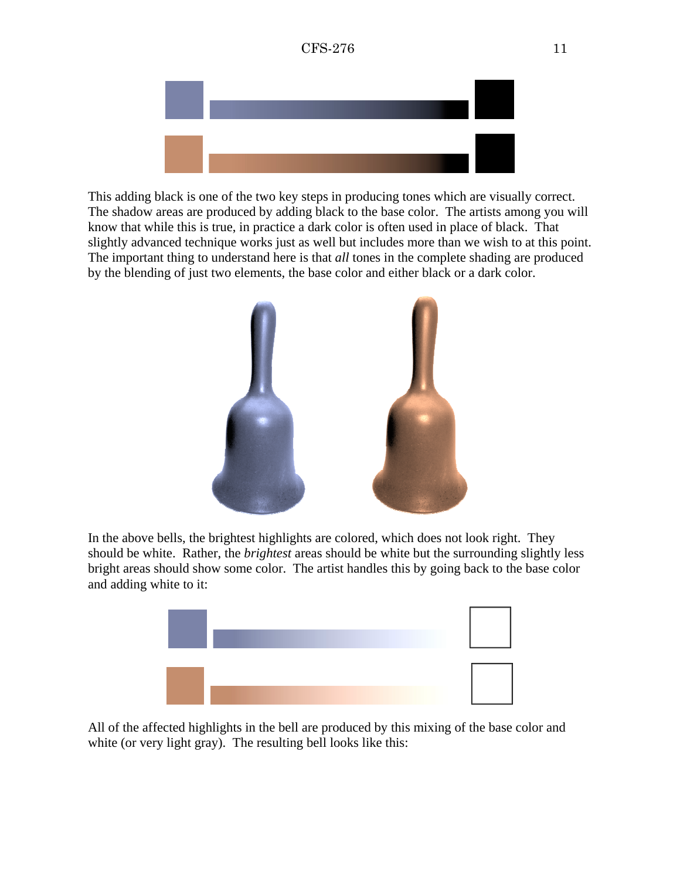This adding black is one of the two key steps in producing tones which are visually correct. The shadow areas are produced by adding black to the base color. The artists among you will know that while this is true, in practice a dark color is often used in place of black. That slightly advanced technique works just as well but includes more than we wish to at this point. The important thing to understand here is that *all* tones in the complete shading are produced by the blending of just two elements, the base color and either black or a dark color.

In the above bells, the brightest highlights are colored, which does not look right. They should be white. Rather, the *brightest* areas should be white but the surrounding slightly less bright areas should show some color. The artist handles this by going back to the base color and adding white to it:

All of the affected highlights in the bell are produced by this mixing of the base color and white (or very light gray). The resulting bell looks like this: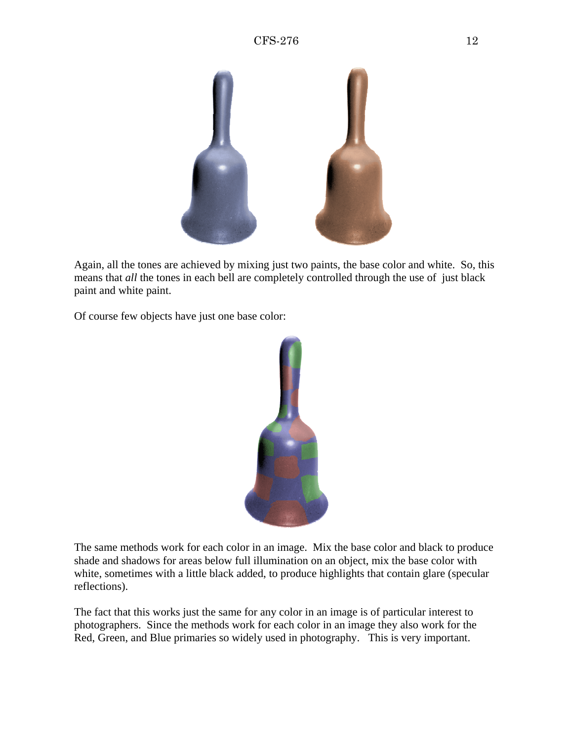Again, all the tones are achieved by mixing just two paints, the base color and white. So, this means that *all* the tones in each bell are completely controlled through the use of just black paint and white paint.

Of course few objects have just one base color:

The same methods work for each color in an image. Mix the base color and black to produce shade and shadows for areas below full illumination on an object, mix the base color with white, sometimes with a little black added, to produce highlights that contain glare (specular reflections).

The fact that this works just the same for any color in an image is of particular interest to photographers. Since the methods work for each color in an image they also work for the Red, Green, and Blue primaries so widely used in photography. This is very important.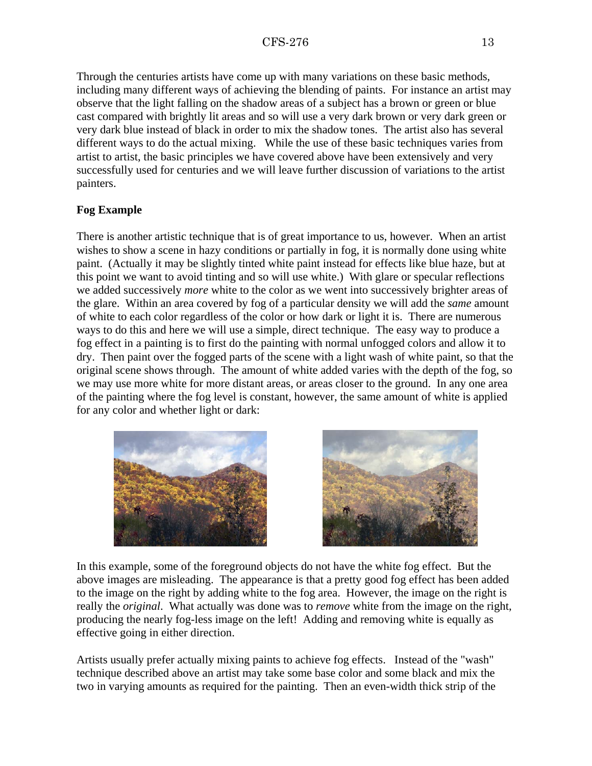Through the centuries artists have come up with many variations on these basic methods, including many different ways of achieving the blending of paints. For instance an artist may observe that the light falling on the shadow areas of a subject has a brown or green or blue cast compared with brightly lit areas and so will use a very dark brown or very dark green or very dark blue instead of black in order to mix the shadow tones. The artist also has several different ways to do the actual mixing. While the use of these basic techniques varies from artist to artist, the basic principles we have covered above have been extensively and very successfully used for centuries and we will leave further discussion of variations to the artist painters.

**Fog Example**

There is another artistic technique that is of great importance to us, however. When an artist wishes to show a scene in hazy conditions or partially in fog, it is normally done using white paint. (Actually it may be slightly tinted white paint instead for effects like blue haze, but at this point we want to avoid tinting and so will use white.) With glare or specular reflections we added successively *more* white to the color as we went into successively brighter areas of the glare. Within an area covered by fog of a particular density we will add the *same* amount of white to each color regardless of the color or how dark or light it is. There are numerous ways to do this and here we will use a simple, direct technique. The easy way to produce a fog effect in a painting is to first do the painting with normal unfogged colors and allow it to dry. Then paint over the fogged parts of the scene with a light wash of white paint, so that the original scene shows through. The amount of white added varies with the depth of the fog, so we may use more white for more distant areas, or areas closer to the ground. In any one area of the painting where the fog level is constant, however, the same amount of white is applied for any color and whether light or dark:

In this example, some of the foreground objects do not have the white fog effect. But the above images are misleading. The appearance is that a pretty good fog effect has been added to the image on the right by adding white to the fog area. However, the image on the right is really the *original*. What actually was done was to *remove* white from the image on the right, producing the nearly fog-less image on the left! Adding and removing white is equally as effective going in either direction.

Artists usually prefer actually mixing paints to achieve fog effects. Instead of the "wash" technique described above an artist may take some base color and some black and mix the two in varying amounts as required for the painting. Then an even-width thick strip of the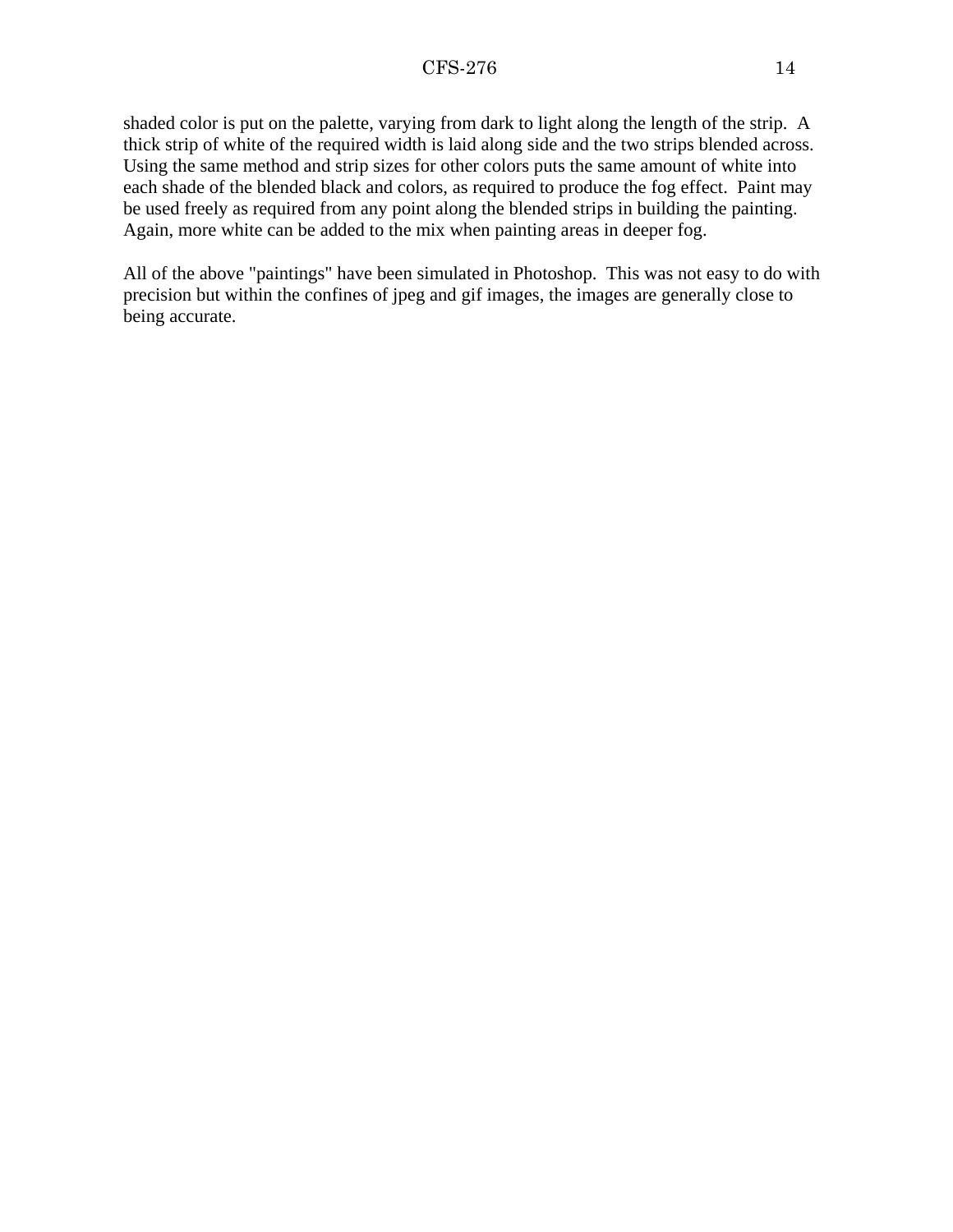shaded color is put on the palette, varying from dark to light along the length of the strip. A thick strip of white of the required width is laid along side and the two strips blended across. Using the same method and strip sizes for other colors puts the same amount of white into each shade of the blended black and colors, as required to produce the fog effect. Paint may be used freely as required from any point along the blended strips in building the painting. Again, more white can be added to the mix when painting areas in deeper fog.

All of the above "paintings" have been simulated in Photoshop. This was not easy to do with precision but within the confines of jpeg and gif images, the images are generally close to being accurate.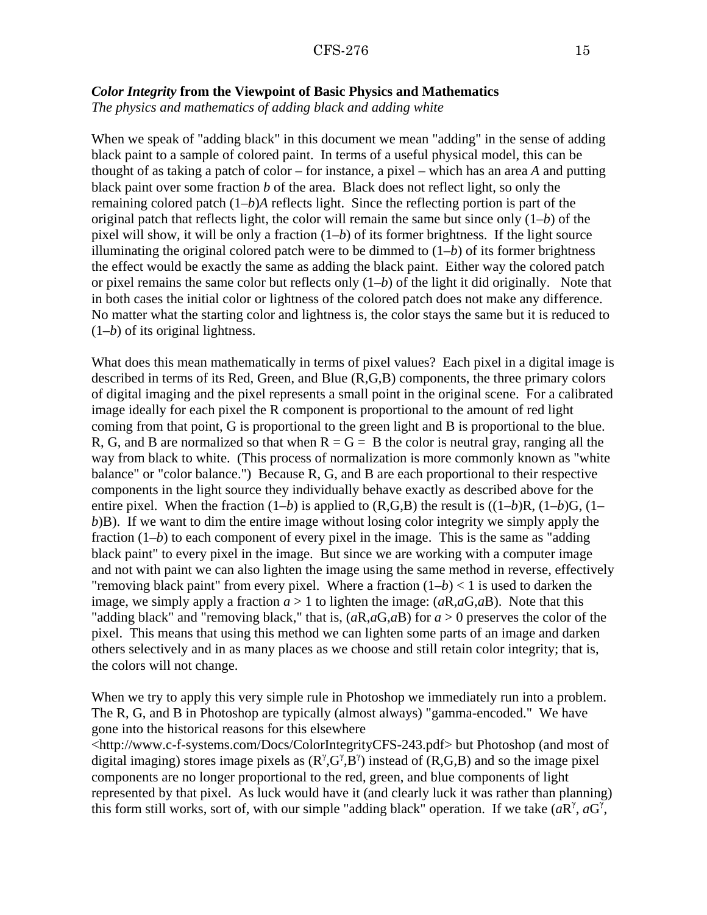### *Color Integrity* from the Viewpoint of Basic Physics and Mathematics

*The physics and mathematics of adding black and adding white*

When we speak of "adding black" in this document we mean "adding" in the sense of adding black paint to a sample of colored paint. In terms of a useful physical model, this can be thought of as taking a patch of color – for instance, a pixel – which has an area $A$ and putting black paint over some fraction $b$ of the area. Black does not reflect light, so only the remaining colored patch $(1–b)A$ reflects light. Since the reflecting portion is part of the original patch that reflects light, the color will remain the same but since only $(1–b)$ of the pixel will show, it will be only a fraction $(1–b)$ of its former brightness. If the light source illuminating the original colored patch were to be dimmed to $(1–b)$ of its former brightness the effect would be exactly the same as adding the black paint. Either way the colored patch or pixel remains the same color but reflects only $(1–b)$ of the light it did originally. Note that in both cases the initial color or lightness of the colored patch does not make any difference. No matter what the starting color and lightness is, the color stays the same but it is reduced to $(1–b)$ of its original lightness.

What does this mean mathematically in terms of pixel values? Each pixel in a digital image is described in terms of its Red, Green, and Blue (R,G,B) components, the three primary colors of digital imaging and the pixel represents a small point in the original scene. For a calibrated image ideally for each pixel the R component is proportional to the amount of red light coming from that point, G is proportional to the green light and B is proportional to the blue. R, G, and B are normalized so that when $R = G = B$ the color is neutral gray, ranging all the way from black to white. (This process of normalization is more commonly known as "white balance" or "color balance.") Because R, G, and B are each proportional to their respective components in the light source they individually behave exactly as described above for the entire pixel. When the fraction $(1–b)$ is applied to (R,G,B) the result is $((1–b)R, (1–b)G, (1–b)B)$. If we want to dim the entire image without losing color integrity we simply apply the fraction $(1–b)$ to each component of every pixel in the image. This is the same as "adding black paint" to every pixel in the image. But since we are working with a computer image and not with paint we can also lighten the image using the same method in reverse, effectively "removing black paint" from every pixel. Where a fraction $(1–b) < 1$ is used to darken the image, we simply apply a fraction $a > 1$ to lighten the image: $(aR,aG,aB)$. Note that this "adding black" and "removing black," that is, $(aR,aG,aB)$ for $a > 0$ preserves the color of the pixel. This means that using this method we can lighten some parts of an image and darken others selectively and in as many places as we choose and still retain color integrity; that is, the colors will not change.

When we try to apply this very simple rule in Photoshop we immediately run into a problem. The R, G, and B in Photoshop are typically (almost always) "gamma-encoded." We have gone into the historical reasons for this elsewhere <http://www.c-f-systems.com/Docs/ColorIntegrityCFS-243.pdf> but Photoshop (and most of digital imaging) stores image pixels as $(R^\gamma,G^\gamma,B^\gamma)$ instead of (R,G,B) and so the image pixel components are no longer proportional to the red, green, and blue components of light represented by that pixel. As luck would have it (and clearly luck it was rather than planning) this form still works, sort of, with our simple "adding black" operation. If we take $(aR^\gamma, aG^\gamma,$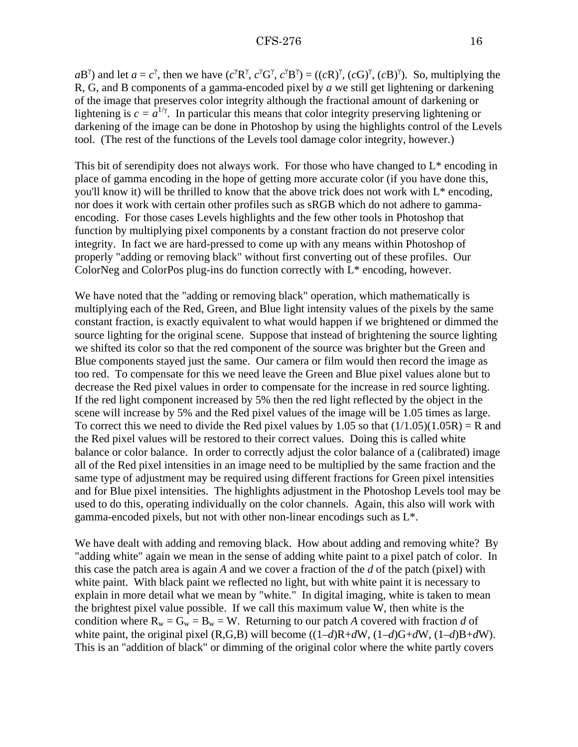$aB^\gamma$) and let $a = c^\gamma$, then we have $(c^\gamma R^\gamma, c^\gamma G^\gamma, c^\gamma B^\gamma) = ((cR)^\gamma, (cG)^\gamma, (cB)^\gamma)$. So, multiplying the R, G, and B components of a gamma-encoded pixel by $a$ we still get lightening or darkening of the image that preserves color integrity although the fractional amount of darkening or lightening is $c = a^{1/\gamma}$. In particular this means that color integrity preserving lightening or darkening of the image can be done in Photoshop by using the highlights control of the Levels tool. (The rest of the functions of the Levels tool damage color integrity, however.)

This bit of serendipity does not always work. For those who have changed to L* encoding in place of gamma encoding in the hope of getting more accurate color (if you have done this, you'll know it) will be thrilled to know that the above trick does not work with L* encoding, nor does it work with certain other profiles such as sRGB which do not adhere to gamma-encoding. For those cases Levels highlights and the few other tools in Photoshop that function by multiplying pixel components by a constant fraction do not preserve color integrity. In fact we are hard-pressed to come up with any means within Photoshop of properly "adding or removing black" without first converting out of these profiles. Our ColorNeg and ColorPos plug-ins do function correctly with L* encoding, however.

We have noted that the "adding or removing black" operation, which mathematically is multiplying each of the Red, Green, and Blue light intensity values of the pixels by the same constant fraction, is exactly equivalent to what would happen if we brightened or dimmed the source lighting for the original scene. Suppose that instead of brightening the source lighting we shifted its color so that the red component of the source was brighter but the Green and Blue components stayed just the same. Our camera or film would then record the image as too red. To compensate for this we need leave the Green and Blue pixel values alone but to decrease the Red pixel values in order to compensate for the increase in red source lighting. If the red light component increased by 5% then the red light reflected by the object in the scene will increase by 5% and the Red pixel values of the image will be 1.05 times as large. To correct this we need to divide the Red pixel values by 1.05 so that $(1/1.05)(1.05R) = R$ and the Red pixel values will be restored to their correct values. Doing this is called white balance or color balance. In order to correctly adjust the color balance of a (calibrated) image all of the Red pixel intensities in an image need to be multiplied by the same fraction and the same type of adjustment may be required using different fractions for Green pixel intensities and for Blue pixel intensities. The highlights adjustment in the Photoshop Levels tool may be used to do this, operating individually on the color channels. Again, this also will work with gamma-encoded pixels, but not with other non-linear encodings such as L*.

We have dealt with adding and removing black. How about adding and removing white? By "adding white" again we mean in the sense of adding white paint to a pixel patch of color. In this case the patch area is again $A$ and we cover a fraction of the $d$ of the patch (pixel) with white paint. With black paint we reflected no light, but with white paint it is necessary to explain in more detail what we mean by "white." In digital imaging, white is taken to mean the brightest pixel value possible. If we call this maximum value W, then white is the condition where $R_w = G_w = B_w = W$. Returning to our patch $A$ covered with fraction $d$ of white paint, the original pixel (R,G,B) will become $((1–d)R+dW, (1–d)G+dW, (1–d)B+dW)$. This is an "addition of black" or dimming of the original color where the white partly covers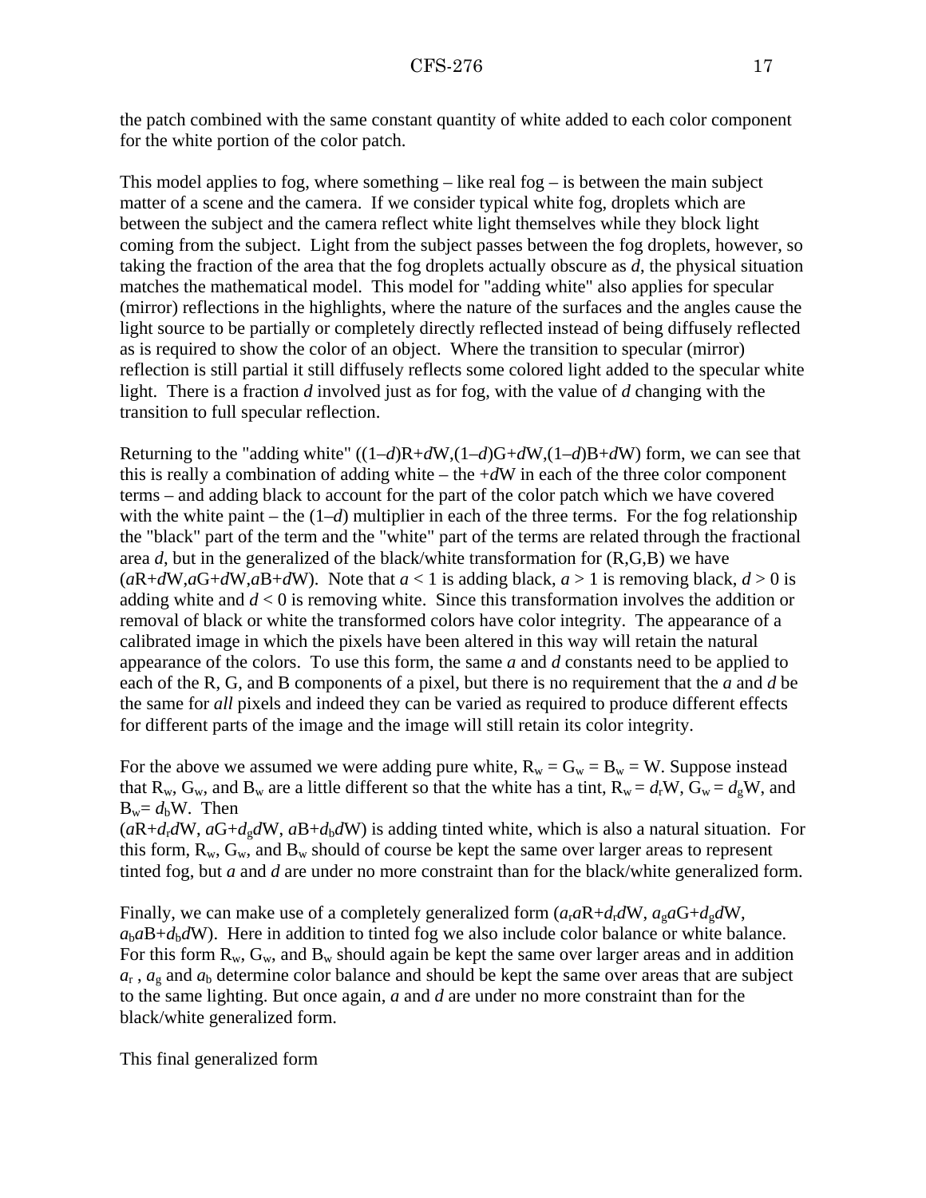the patch combined with the same constant quantity of white added to each color component for the white portion of the color patch.

This model applies to fog, where something – like real fog – is between the main subject matter of a scene and the camera. If we consider typical white fog, droplets which are between the subject and the camera reflect white light themselves while they block light coming from the subject. Light from the subject passes between the fog droplets, however, so taking the fraction of the area that the fog droplets actually obscure as $d$, the physical situation matches the mathematical model. This model for "adding white" also applies for specular (mirror) reflections in the highlights, where the nature of the surfaces and the angles cause the light source to be partially or completely directly reflected instead of being diffusely reflected as is required to show the color of an object. Where the transition to specular (mirror) reflection is still partial it still diffusely reflects some colored light added to the specular white light. There is a fraction $d$ involved just as for fog, with the value of $d$ changing with the transition to full specular reflection.

Returning to the "adding white" $((1–d)R+dW,(1–d)G+dW,(1–d)B+dW)$ form, we can see that this is really a combination of adding white – the $+dW$ in each of the three color component terms – and adding black to account for the part of the color patch which we have covered with the white paint – the $(1–d)$ multiplier in each of the three terms. For the fog relationship the "black" part of the term and the "white" part of the terms are related through the fractional area $d$, but in the generalized of the black/white transformation for (R,G,B) we have $(aR+dW,aG+dW,aB+dW)$. Note that $a < 1$ is adding black, $a > 1$ is removing black, $d > 0$ is adding white and $d < 0$ is removing white. Since this transformation involves the addition or removal of black or white the transformed colors have color integrity. The appearance of a calibrated image in which the pixels have been altered in this way will retain the natural appearance of the colors. To use this form, the same $a$ and $d$ constants need to be applied to each of the R, G, and B components of a pixel, but there is no requirement that the $a$ and $d$ be the same for *all* pixels and indeed they can be varied as required to produce different effects for different parts of the image and the image will still retain its color integrity.

For the above we assumed we were adding pure white, $R_w = G_w = B_w = W$. Suppose instead that $R_w$, $G_w$, and $B_w$ are a little different so that the white has a tint, $R_w = d_rW$, $G_w = d_gW$, and $B_w= d_bW$. Then
$(aR+d_rdW, aG+d_gdW, aB+d_bdW)$ is adding tinted white, which is also a natural situation. For this form, $R_w$, $G_w$, and $B_w$ should of course be kept the same over larger areas to represent tinted fog, but $a$ and $d$ are under no more constraint than for the black/white generalized form.

Finally, we can make use of a completely generalized form $(a_raR+d_rdW, a_gaG+d_gdW, a_baB+d_bdW)$. Here in addition to tinted fog we also include color balance or white balance. For this form $R_w$, $G_w$, and $B_w$ should again be kept the same over larger areas and in addition $a_r$ , $a_g$ and $a_b$ determine color balance and should be kept the same over areas that are subject to the same lighting. But once again, $a$ and $d$ are under no more constraint than for the black/white generalized form.

This final generalized form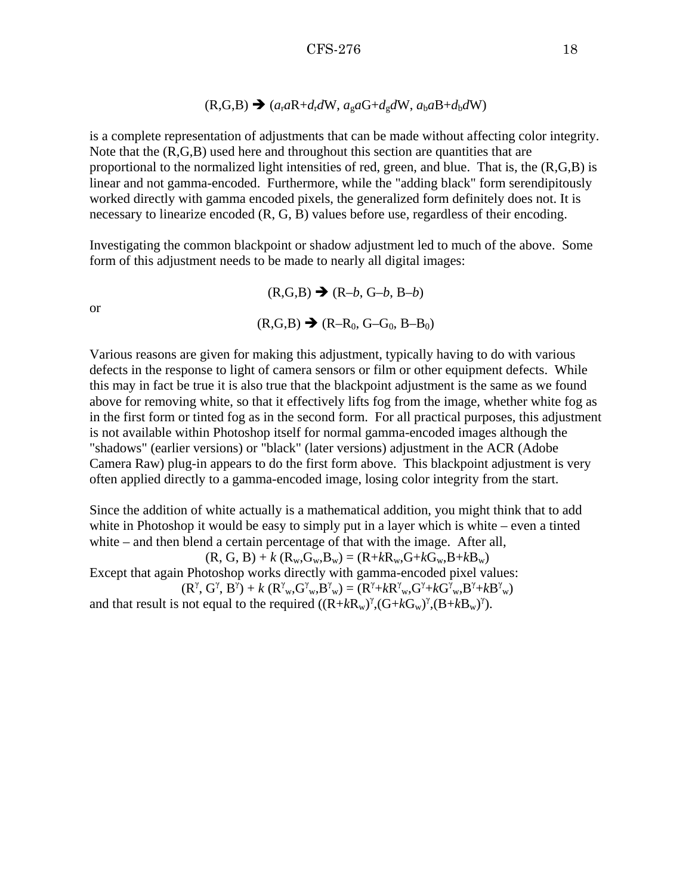$$(R,G,B) \Rightarrow (a_r a R + d_r d W,\ a_g a G + d_g d W,\ a_b a B + d_b d W)$$

is a complete representation of adjustments that can be made without affecting color integrity. Note that the (R,G,B) used here and throughout this section are quantities that are proportional to the normalized light intensities of red, green, and blue. That is, the (R,G,B) is linear and not gamma-encoded. Furthermore, while the "adding black" form serendipitously worked directly with gamma encoded pixels, the generalized form definitely does not. It is necessary to linearize encoded (R, G, B) values before use, regardless of their encoding.

Investigating the common blackpoint or shadow adjustment led to much of the above. Some form of this adjustment needs to be made to nearly all digital images:

$$(R,G,B) \Rightarrow (R-b,\ G-b,\ B-b)$$

or

$$(R,G,B) \Rightarrow (R-R_0,\ G-G_0,\ B-B_0)$$

Various reasons are given for making this adjustment, typically having to do with various defects in the response to light of camera sensors or film or other equipment defects. While this may in fact be true it is also true that the blackpoint adjustment is the same as we found above for removing white, so that it effectively lifts fog from the image, whether white fog as in the first form or tinted fog as in the second form. For all practical purposes, this adjustment is not available within Photoshop itself for normal gamma-encoded images although the "shadows" (earlier versions) or "black" (later versions) adjustment in the ACR (Adobe Camera Raw) plug-in appears to do the first form above. This blackpoint adjustment is very often applied directly to a gamma-encoded image, losing color integrity from the start.

Since the addition of white actually is a mathematical addition, you might think that to add white in Photoshop it would be easy to simply put in a layer which is white – even a tinted white – and then blend a certain percentage of that with the image. After all,

$$(R, G, B) + k\,(R_w,G_w,B_w) = (R+kR_w, G+kG_w, B+kB_w)$$

Except that again Photoshop works directly with gamma-encoded pixel values:

$$(R^\gamma, G^\gamma, B^\gamma) + k\,(R^\gamma_w,G^\gamma_w,B^\gamma_w) = (R^\gamma+kR^\gamma_w, G^\gamma+kG^\gamma_w, B^\gamma+kB^\gamma_w)$$

and that result is not equal to the required $((R+kR_w)^\gamma,(G+kG_w)^\gamma,(B+kB_w)^\gamma)$.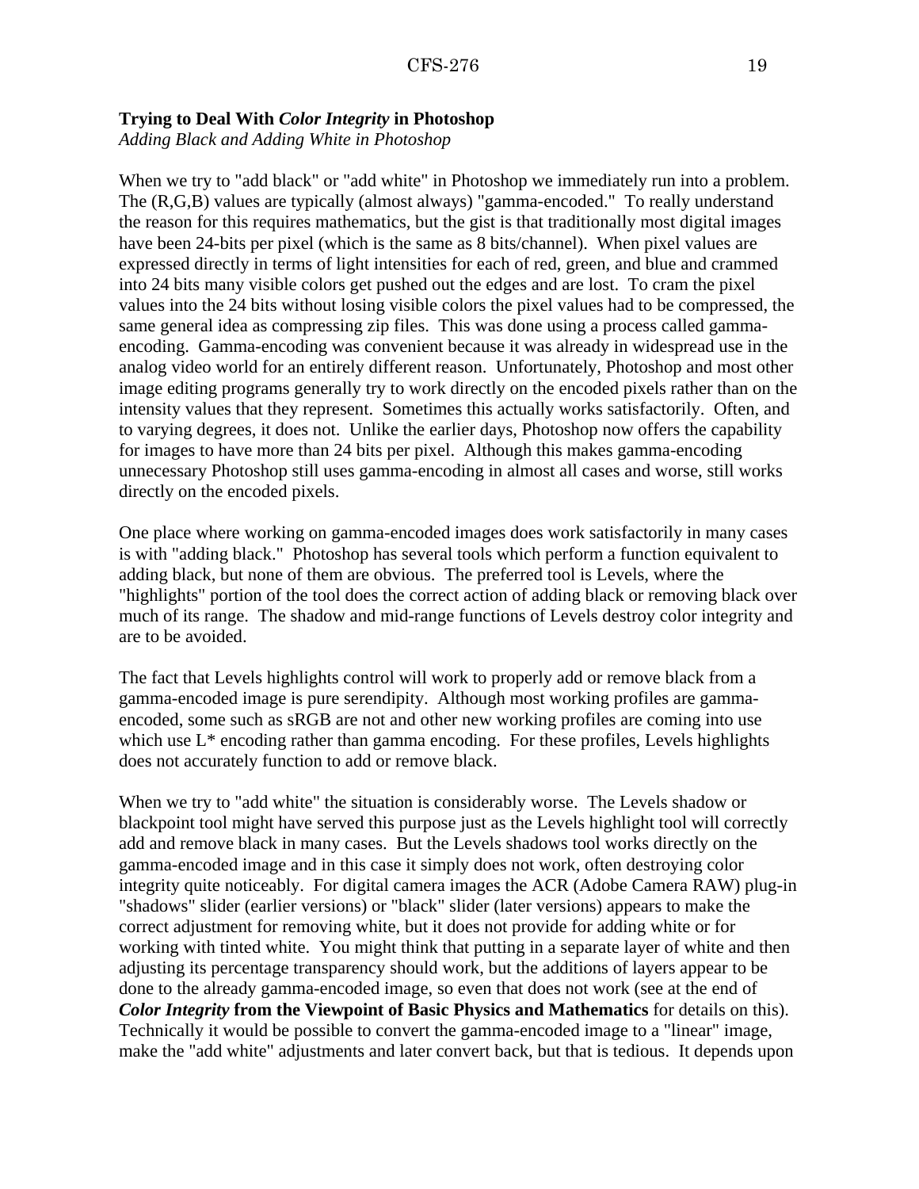**Trying to Deal With *Color Integrity* in Photoshop**

*Adding Black and Adding White in Photoshop*

When we try to "add black" or "add white" in Photoshop we immediately run into a problem. The (R,G,B) values are typically (almost always) "gamma-encoded." To really understand the reason for this requires mathematics, but the gist is that traditionally most digital images have been 24-bits per pixel (which is the same as 8 bits/channel). When pixel values are expressed directly in terms of light intensities for each of red, green, and blue and crammed into 24 bits many visible colors get pushed out the edges and are lost. To cram the pixel values into the 24 bits without losing visible colors the pixel values had to be compressed, the same general idea as compressing zip files. This was done using a process called gamma-encoding. Gamma-encoding was convenient because it was already in widespread use in the analog video world for an entirely different reason. Unfortunately, Photoshop and most other image editing programs generally try to work directly on the encoded pixels rather than on the intensity values that they represent. Sometimes this actually works satisfactorily. Often, and to varying degrees, it does not. Unlike the earlier days, Photoshop now offers the capability for images to have more than 24 bits per pixel. Although this makes gamma-encoding unnecessary Photoshop still uses gamma-encoding in almost all cases and worse, still works directly on the encoded pixels.

One place where working on gamma-encoded images does work satisfactorily in many cases is with "adding black." Photoshop has several tools which perform a function equivalent to adding black, but none of them are obvious. The preferred tool is Levels, where the "highlights" portion of the tool does the correct action of adding black or removing black over much of its range. The shadow and mid-range functions of Levels destroy color integrity and are to be avoided.

The fact that Levels highlights control will work to properly add or remove black from a gamma-encoded image is pure serendipity. Although most working profiles are gamma-encoded, some such as sRGB are not and other new working profiles are coming into use which use L* encoding rather than gamma encoding. For these profiles, Levels highlights does not accurately function to add or remove black.

When we try to "add white" the situation is considerably worse. The Levels shadow or blackpoint tool might have served this purpose just as the Levels highlight tool will correctly add and remove black in many cases. But the Levels shadows tool works directly on the gamma-encoded image and in this case it simply does not work, often destroying color integrity quite noticeably. For digital camera images the ACR (Adobe Camera RAW) plug-in "shadows" slider (earlier versions) or "black" slider (later versions) appears to make the correct adjustment for removing white, but it does not provide for adding white or for working with tinted white. You might think that putting in a separate layer of white and then adjusting its percentage transparency should work, but the additions of layers appear to be done to the already gamma-encoded image, so even that does not work (see at the end of ***Color Integrity* from the Viewpoint of Basic Physics and Mathematics** for details on this). Technically it would be possible to convert the gamma-encoded image to a "linear" image, make the "add white" adjustments and later convert back, but that is tedious. It depends upon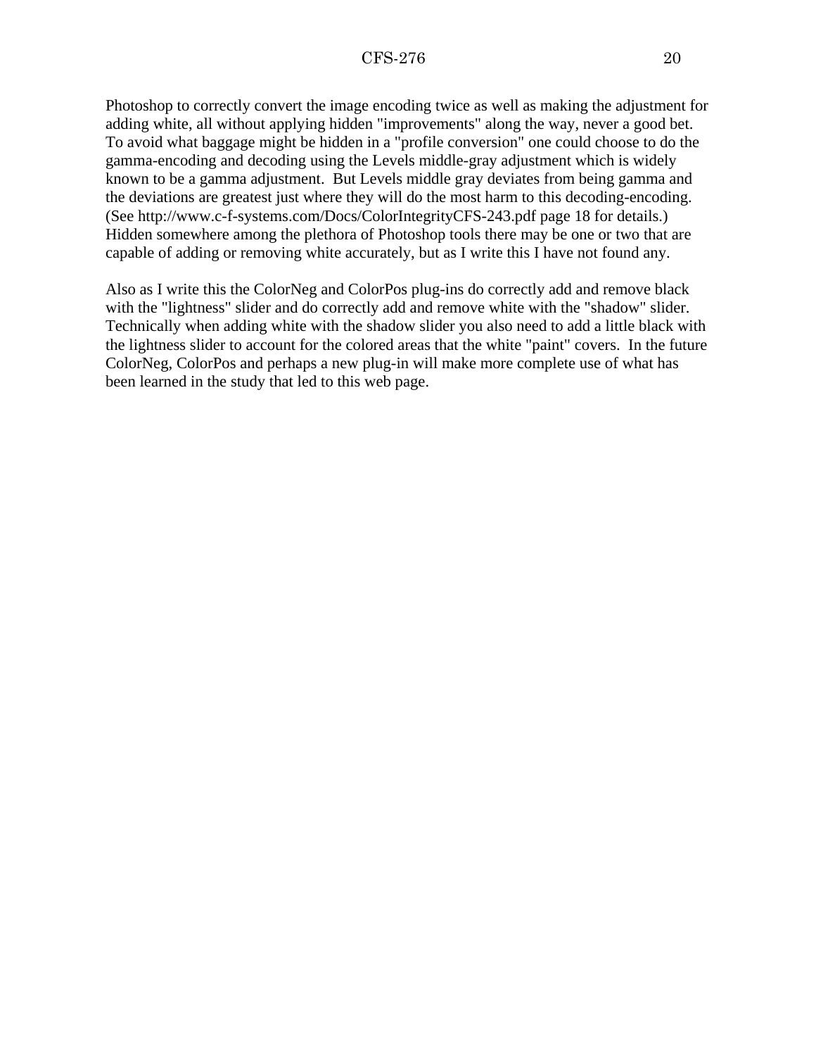Photoshop to correctly convert the image encoding twice as well as making the adjustment for adding white, all without applying hidden "improvements" along the way, never a good bet. To avoid what baggage might be hidden in a "profile conversion" one could choose to do the gamma-encoding and decoding using the Levels middle-gray adjustment which is widely known to be a gamma adjustment.  But Levels middle gray deviates from being gamma and the deviations are greatest just where they will do the most harm to this decoding-encoding. (See http://www.c-f-systems.com/Docs/ColorIntegrityCFS-243.pdf page 18 for details.) Hidden somewhere among the plethora of Photoshop tools there may be one or two that are capable of adding or removing white accurately, but as I write this I have not found any.

Also as I write this the ColorNeg and ColorPos plug-ins do correctly add and remove black with the "lightness" slider and do correctly add and remove white with the "shadow" slider. Technically when adding white with the shadow slider you also need to add a little black with the lightness slider to account for the colored areas that the white "paint" covers.  In the future ColorNeg, ColorPos and perhaps a new plug-in will make more complete use of what has been learned in the study that led to this web page.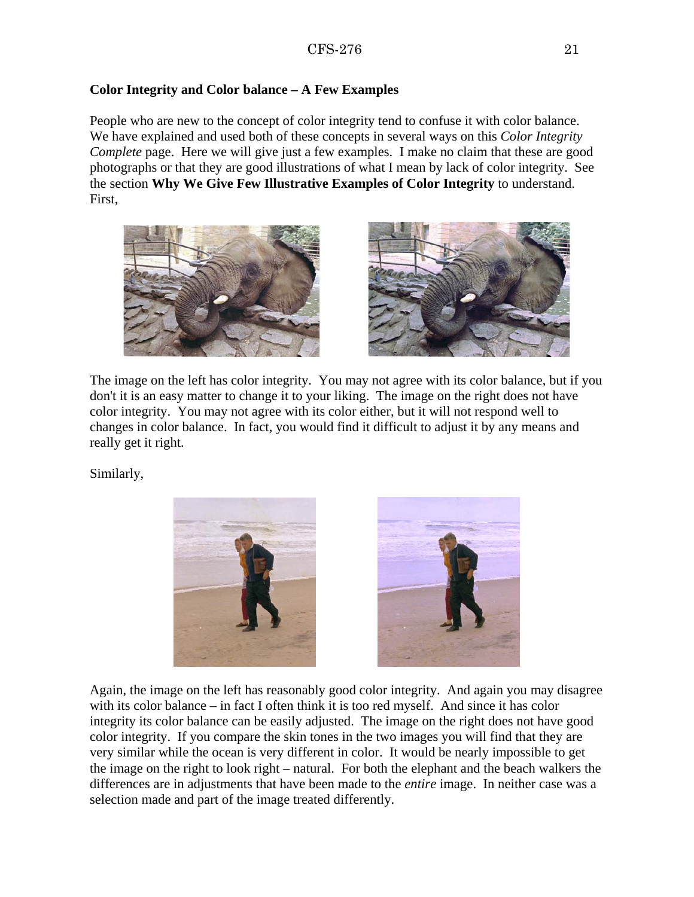**Color Integrity and Color balance – A Few Examples**

People who are new to the concept of color integrity tend to confuse it with color balance. We have explained and used both of these concepts in several ways on this *Color Integrity Complete* page. Here we will give just a few examples. I make no claim that these are good photographs or that they are good illustrations of what I mean by lack of color integrity. See the section **Why We Give Few Illustrative Examples of Color Integrity** to understand. First,

The image on the left has color integrity. You may not agree with its color balance, but if you don't it is an easy matter to change it to your liking. The image on the right does not have color integrity. You may not agree with its color either, but it will not respond well to changes in color balance. In fact, you would find it difficult to adjust it by any means and really get it right.

Similarly,

Again, the image on the left has reasonably good color integrity. And again you may disagree with its color balance – in fact I often think it is too red myself. And since it has color integrity its color balance can be easily adjusted. The image on the right does not have good color integrity. If you compare the skin tones in the two images you will find that they are very similar while the ocean is very different in color. It would be nearly impossible to get the image on the right to look right – natural. For both the elephant and the beach walkers the differences are in adjustments that have been made to the *entire* image. In neither case was a selection made and part of the image treated differently.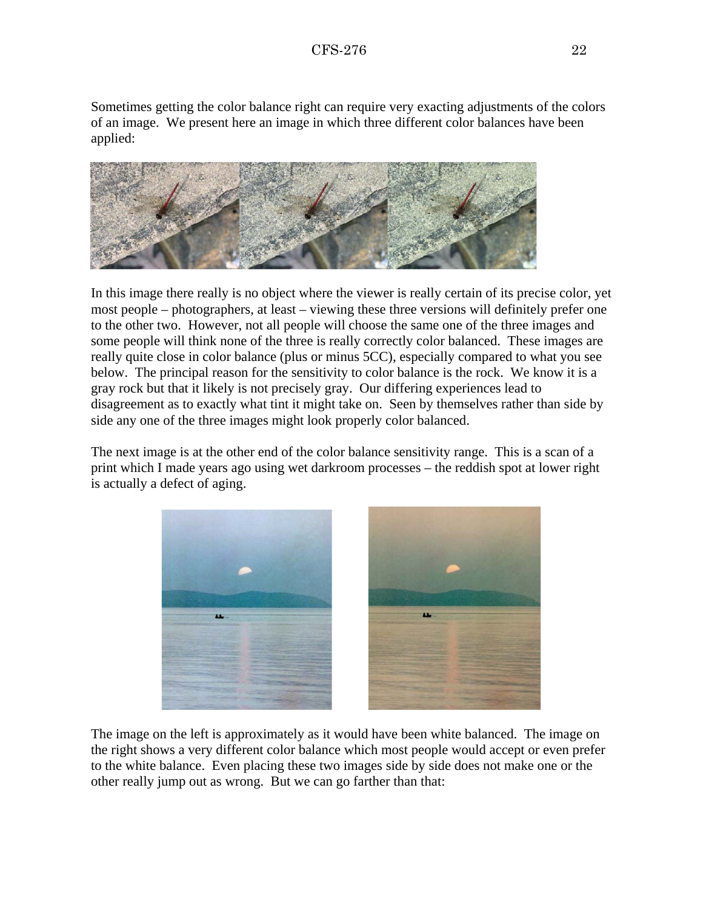Sometimes getting the color balance right can require very exacting adjustments of the colors of an image. We present here an image in which three different color balances have been applied:

In this image there really is no object where the viewer is really certain of its precise color, yet most people – photographers, at least – viewing these three versions will definitely prefer one to the other two. However, not all people will choose the same one of the three images and some people will think none of the three is really correctly color balanced. These images are really quite close in color balance (plus or minus 5CC), especially compared to what you see below. The principal reason for the sensitivity to color balance is the rock. We know it is a gray rock but that it likely is not precisely gray. Our differing experiences lead to disagreement as to exactly what tint it might take on. Seen by themselves rather than side by side any one of the three images might look properly color balanced.

The next image is at the other end of the color balance sensitivity range. This is a scan of a print which I made years ago using wet darkroom processes – the reddish spot at lower right is actually a defect of aging.

The image on the left is approximately as it would have been white balanced. The image on the right shows a very different color balance which most people would accept or even prefer to the white balance. Even placing these two images side by side does not make one or the other really jump out as wrong. But we can go farther than that: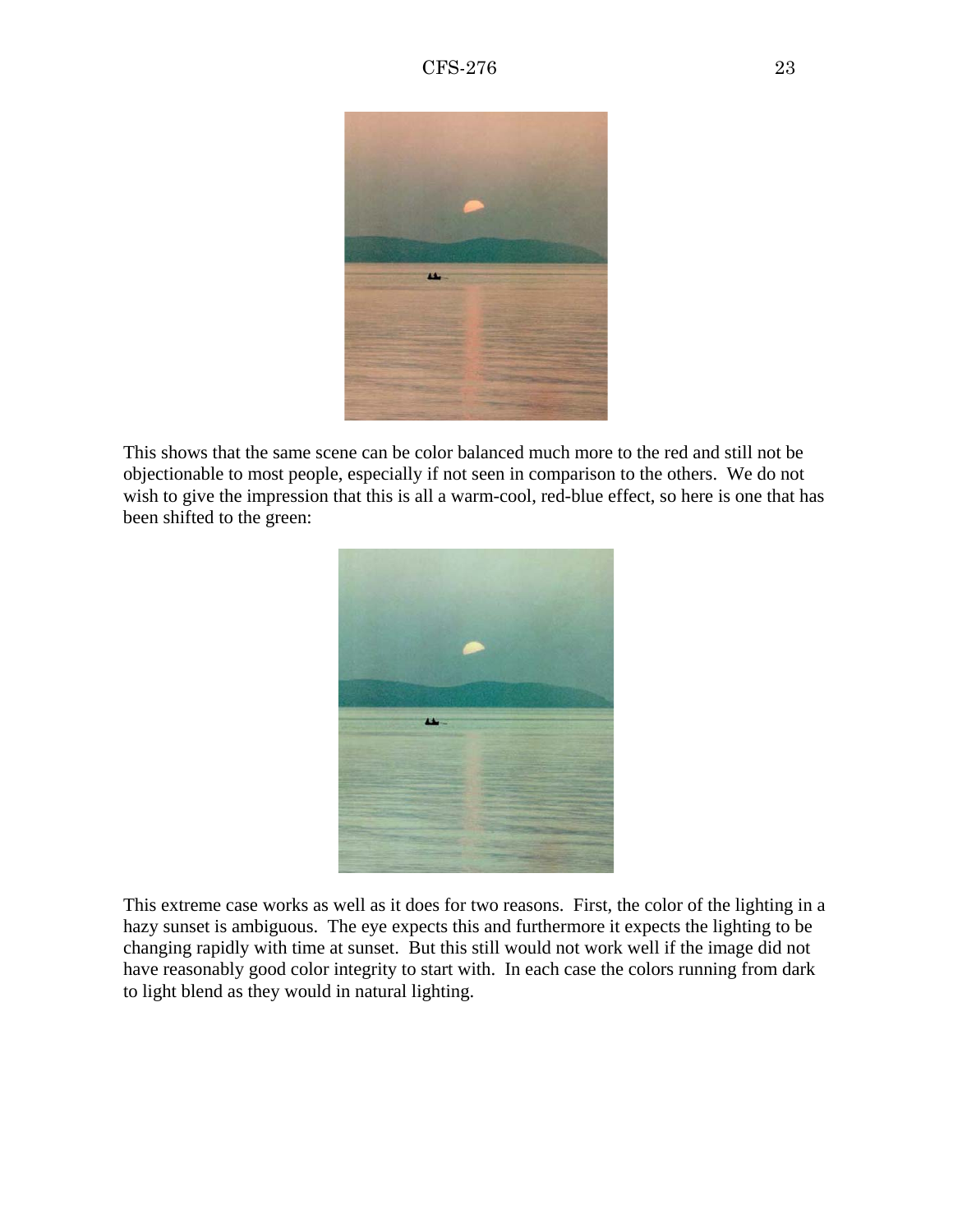This shows that the same scene can be color balanced much more to the red and still not be objectionable to most people, especially if not seen in comparison to the others. We do not wish to give the impression that this is all a warm-cool, red-blue effect, so here is one that has been shifted to the green:

This extreme case works as well as it does for two reasons. First, the color of the lighting in a hazy sunset is ambiguous. The eye expects this and furthermore it expects the lighting to be changing rapidly with time at sunset. But this still would not work well if the image did not have reasonably good color integrity to start with. In each case the colors running from dark to light blend as they would in natural lighting.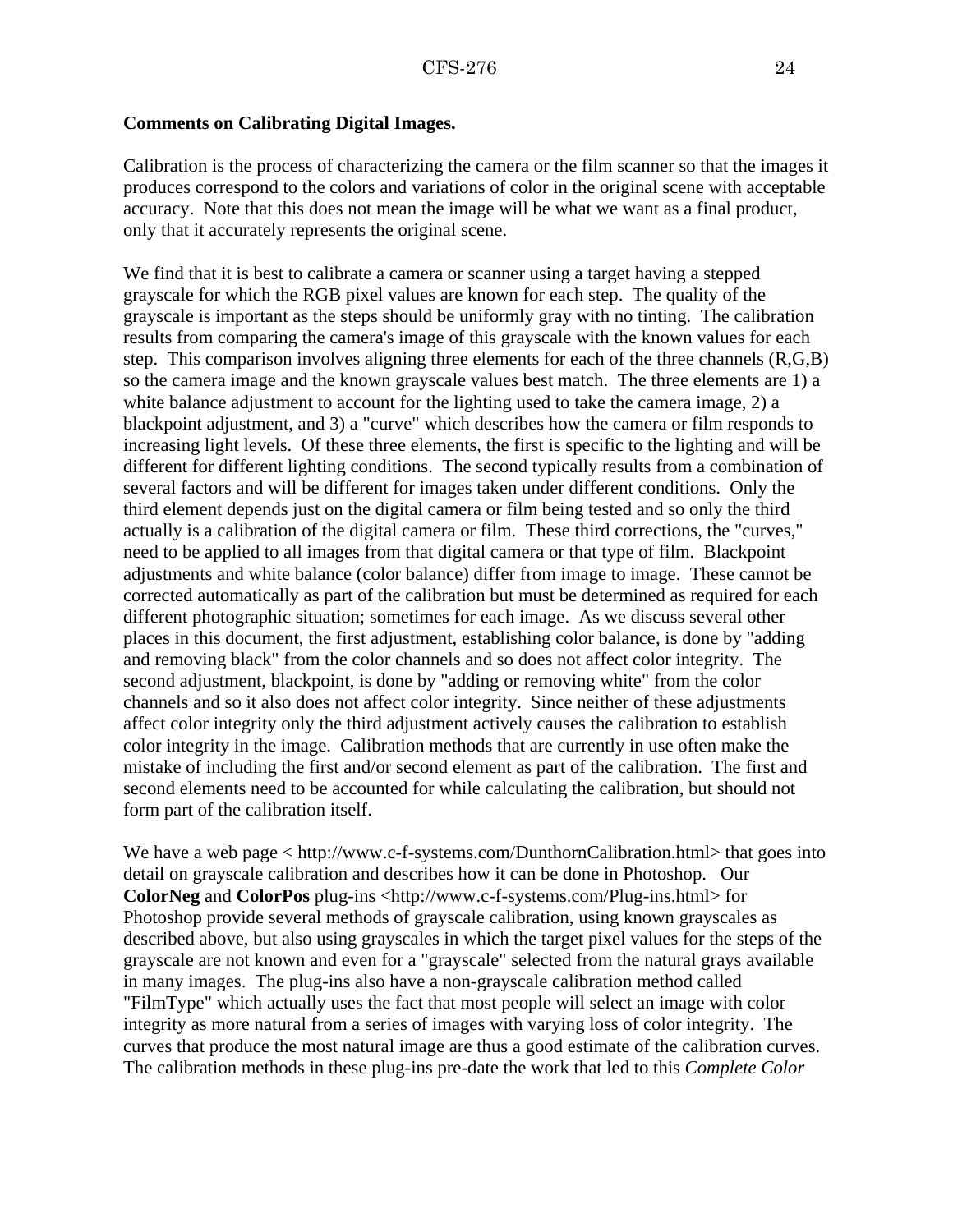**Comments on Calibrating Digital Images.**

Calibration is the process of characterizing the camera or the film scanner so that the images it produces correspond to the colors and variations of color in the original scene with acceptable accuracy. Note that this does not mean the image will be what we want as a final product, only that it accurately represents the original scene.

We find that it is best to calibrate a camera or scanner using a target having a stepped grayscale for which the RGB pixel values are known for each step. The quality of the grayscale is important as the steps should be uniformly gray with no tinting. The calibration results from comparing the camera's image of this grayscale with the known values for each step. This comparison involves aligning three elements for each of the three channels (R,G,B) so the camera image and the known grayscale values best match. The three elements are 1) a white balance adjustment to account for the lighting used to take the camera image, 2) a blackpoint adjustment, and 3) a "curve" which describes how the camera or film responds to increasing light levels. Of these three elements, the first is specific to the lighting and will be different for different lighting conditions. The second typically results from a combination of several factors and will be different for images taken under different conditions. Only the third element depends just on the digital camera or film being tested and so only the third actually is a calibration of the digital camera or film. These third corrections, the "curves," need to be applied to all images from that digital camera or that type of film. Blackpoint adjustments and white balance (color balance) differ from image to image. These cannot be corrected automatically as part of the calibration but must be determined as required for each different photographic situation; sometimes for each image. As we discuss several other places in this document, the first adjustment, establishing color balance, is done by "adding and removing black" from the color channels and so does not affect color integrity. The second adjustment, blackpoint, is done by "adding or removing white" from the color channels and so it also does not affect color integrity. Since neither of these adjustments affect color integrity only the third adjustment actively causes the calibration to establish color integrity in the image. Calibration methods that are currently in use often make the mistake of including the first and/or second element as part of the calibration. The first and second elements need to be accounted for while calculating the calibration, but should not form part of the calibration itself.

We have a web page < http://www.c-f-systems.com/DunthornCalibration.html> that goes into detail on grayscale calibration and describes how it can be done in Photoshop. Our **ColorNeg** and **ColorPos** plug-ins <http://www.c-f-systems.com/Plug-ins.html> for Photoshop provide several methods of grayscale calibration, using known grayscales as described above, but also using grayscales in which the target pixel values for the steps of the grayscale are not known and even for a "grayscale" selected from the natural grays available in many images. The plug-ins also have a non-grayscale calibration method called "FilmType" which actually uses the fact that most people will select an image with color integrity as more natural from a series of images with varying loss of color integrity. The curves that produce the most natural image are thus a good estimate of the calibration curves. The calibration methods in these plug-ins pre-date the work that led to this *Complete Color*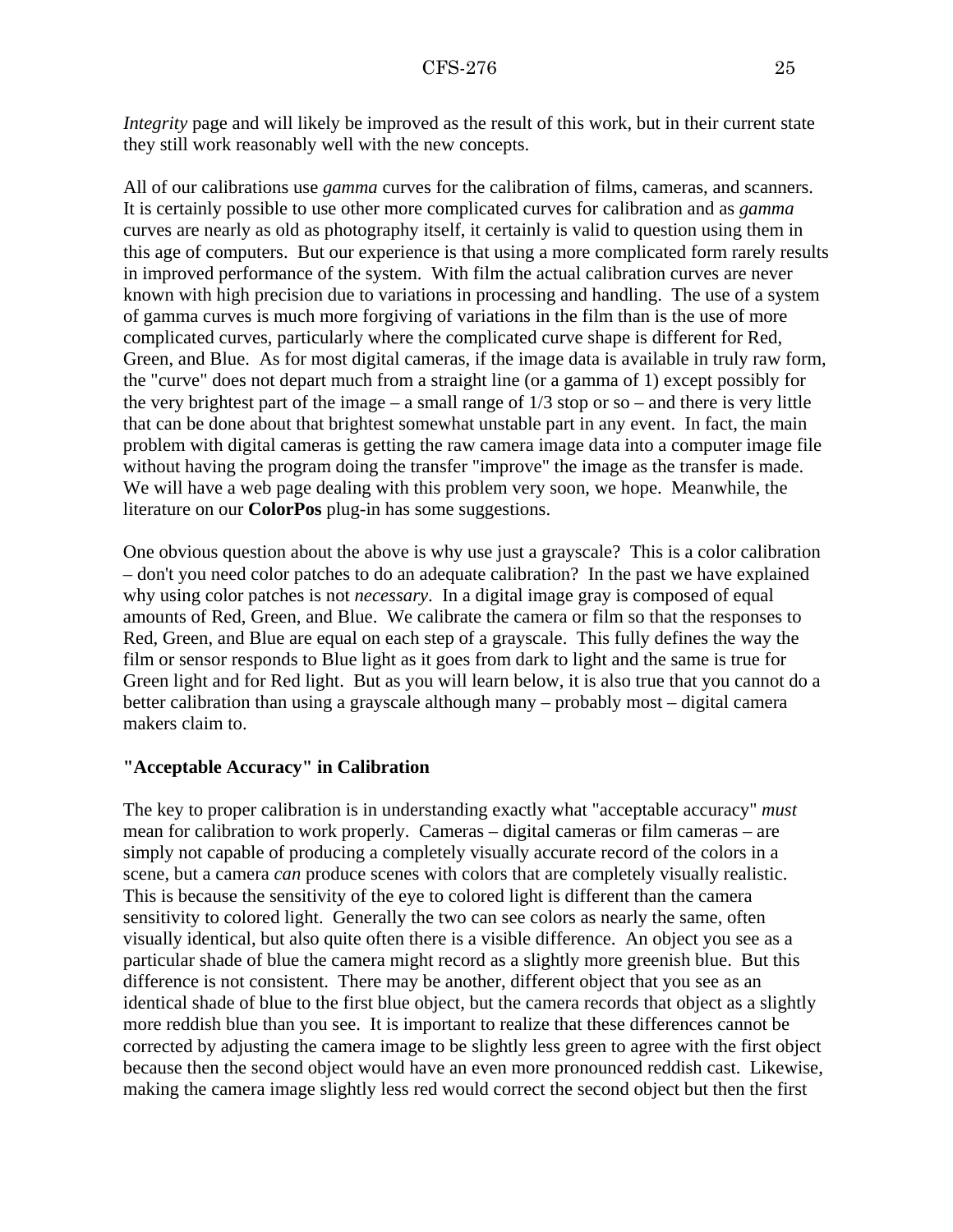*Integrity* page and will likely be improved as the result of this work, but in their current state they still work reasonably well with the new concepts.

All of our calibrations use *gamma* curves for the calibration of films, cameras, and scanners. It is certainly possible to use other more complicated curves for calibration and as *gamma* curves are nearly as old as photography itself, it certainly is valid to question using them in this age of computers. But our experience is that using a more complicated form rarely results in improved performance of the system. With film the actual calibration curves are never known with high precision due to variations in processing and handling. The use of a system of gamma curves is much more forgiving of variations in the film than is the use of more complicated curves, particularly where the complicated curve shape is different for Red, Green, and Blue. As for most digital cameras, if the image data is available in truly raw form, the "curve" does not depart much from a straight line (or a gamma of 1) except possibly for the very brightest part of the image – a small range of 1/3 stop or so – and there is very little that can be done about that brightest somewhat unstable part in any event. In fact, the main problem with digital cameras is getting the raw camera image data into a computer image file without having the program doing the transfer "improve" the image as the transfer is made. We will have a web page dealing with this problem very soon, we hope. Meanwhile, the literature on our **ColorPos** plug-in has some suggestions.

One obvious question about the above is why use just a grayscale? This is a color calibration – don't you need color patches to do an adequate calibration? In the past we have explained why using color patches is not *necessary*. In a digital image gray is composed of equal amounts of Red, Green, and Blue. We calibrate the camera or film so that the responses to Red, Green, and Blue are equal on each step of a grayscale. This fully defines the way the film or sensor responds to Blue light as it goes from dark to light and the same is true for Green light and for Red light. But as you will learn below, it is also true that you cannot do a better calibration than using a grayscale although many – probably most – digital camera makers claim to.

### "Acceptable Accuracy" in Calibration

The key to proper calibration is in understanding exactly what "acceptable accuracy" *must* mean for calibration to work properly. Cameras – digital cameras or film cameras – are simply not capable of producing a completely visually accurate record of the colors in a scene, but a camera *can* produce scenes with colors that are completely visually realistic. This is because the sensitivity of the eye to colored light is different than the camera sensitivity to colored light. Generally the two can see colors as nearly the same, often visually identical, but also quite often there is a visible difference. An object you see as a particular shade of blue the camera might record as a slightly more greenish blue. But this difference is not consistent. There may be another, different object that you see as an identical shade of blue to the first blue object, but the camera records that object as a slightly more reddish blue than you see. It is important to realize that these differences cannot be corrected by adjusting the camera image to be slightly less green to agree with the first object because then the second object would have an even more pronounced reddish cast. Likewise, making the camera image slightly less red would correct the second object but then the first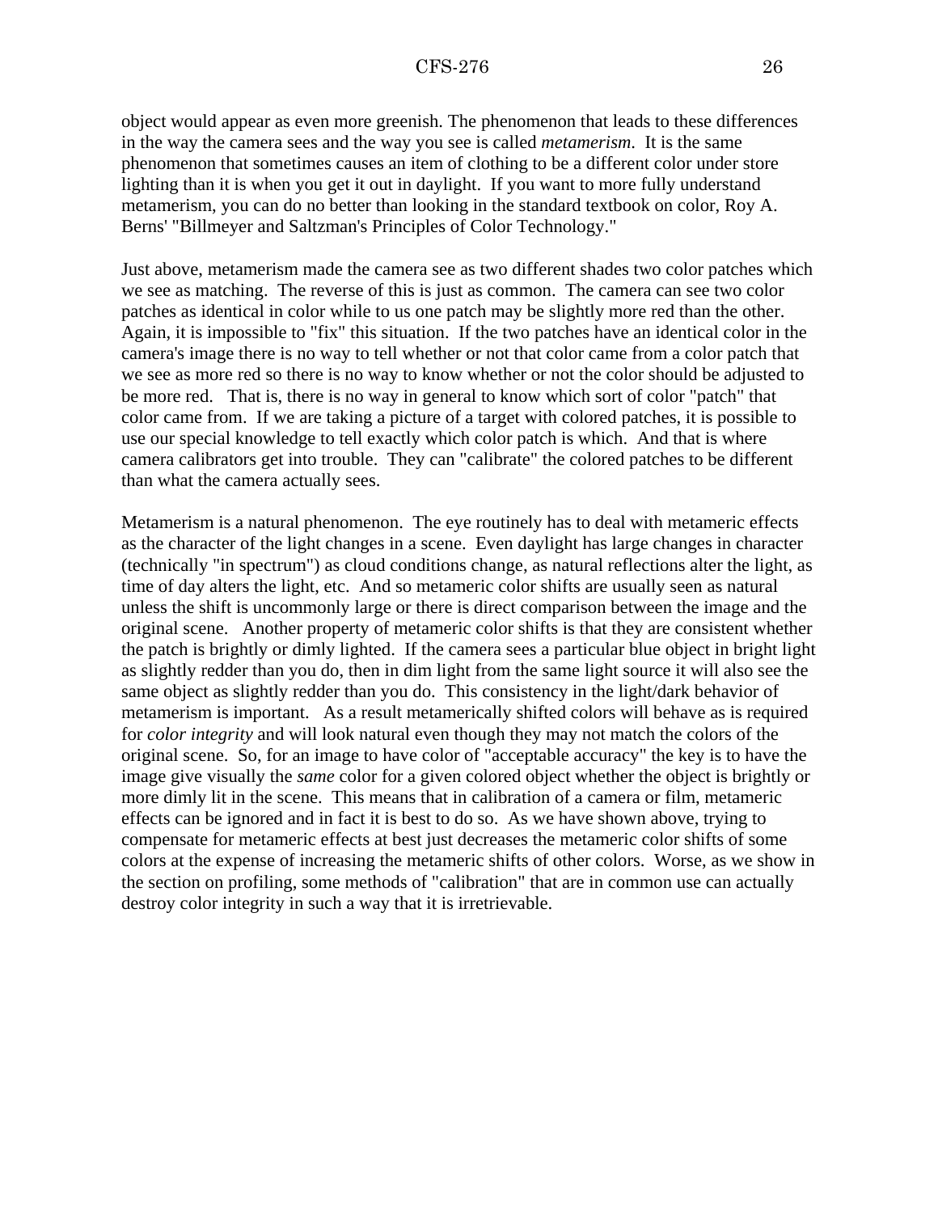object would appear as even more greenish. The phenomenon that leads to these differences in the way the camera sees and the way you see is called *metamerism*. It is the same phenomenon that sometimes causes an item of clothing to be a different color under store lighting than it is when you get it out in daylight. If you want to more fully understand metamerism, you can do no better than looking in the standard textbook on color, Roy A. Berns' "Billmeyer and Saltzman's Principles of Color Technology."

Just above, metamerism made the camera see as two different shades two color patches which we see as matching. The reverse of this is just as common. The camera can see two color patches as identical in color while to us one patch may be slightly more red than the other. Again, it is impossible to "fix" this situation. If the two patches have an identical color in the camera's image there is no way to tell whether or not that color came from a color patch that we see as more red so there is no way to know whether or not the color should be adjusted to be more red. That is, there is no way in general to know which sort of color "patch" that color came from. If we are taking a picture of a target with colored patches, it is possible to use our special knowledge to tell exactly which color patch is which. And that is where camera calibrators get into trouble. They can "calibrate" the colored patches to be different than what the camera actually sees.

Metamerism is a natural phenomenon. The eye routinely has to deal with metameric effects as the character of the light changes in a scene. Even daylight has large changes in character (technically "in spectrum") as cloud conditions change, as natural reflections alter the light, as time of day alters the light, etc. And so metameric color shifts are usually seen as natural unless the shift is uncommonly large or there is direct comparison between the image and the original scene. Another property of metameric color shifts is that they are consistent whether the patch is brightly or dimly lighted. If the camera sees a particular blue object in bright light as slightly redder than you do, then in dim light from the same light source it will also see the same object as slightly redder than you do. This consistency in the light/dark behavior of metamerism is important. As a result metamerically shifted colors will behave as is required for *color integrity* and will look natural even though they may not match the colors of the original scene. So, for an image to have color of "acceptable accuracy" the key is to have the image give visually the *same* color for a given colored object whether the object is brightly or more dimly lit in the scene. This means that in calibration of a camera or film, metameric effects can be ignored and in fact it is best to do so. As we have shown above, trying to compensate for metameric effects at best just decreases the metameric color shifts of some colors at the expense of increasing the metameric shifts of other colors. Worse, as we show in the section on profiling, some methods of "calibration" that are in common use can actually destroy color integrity in such a way that it is irretrievable.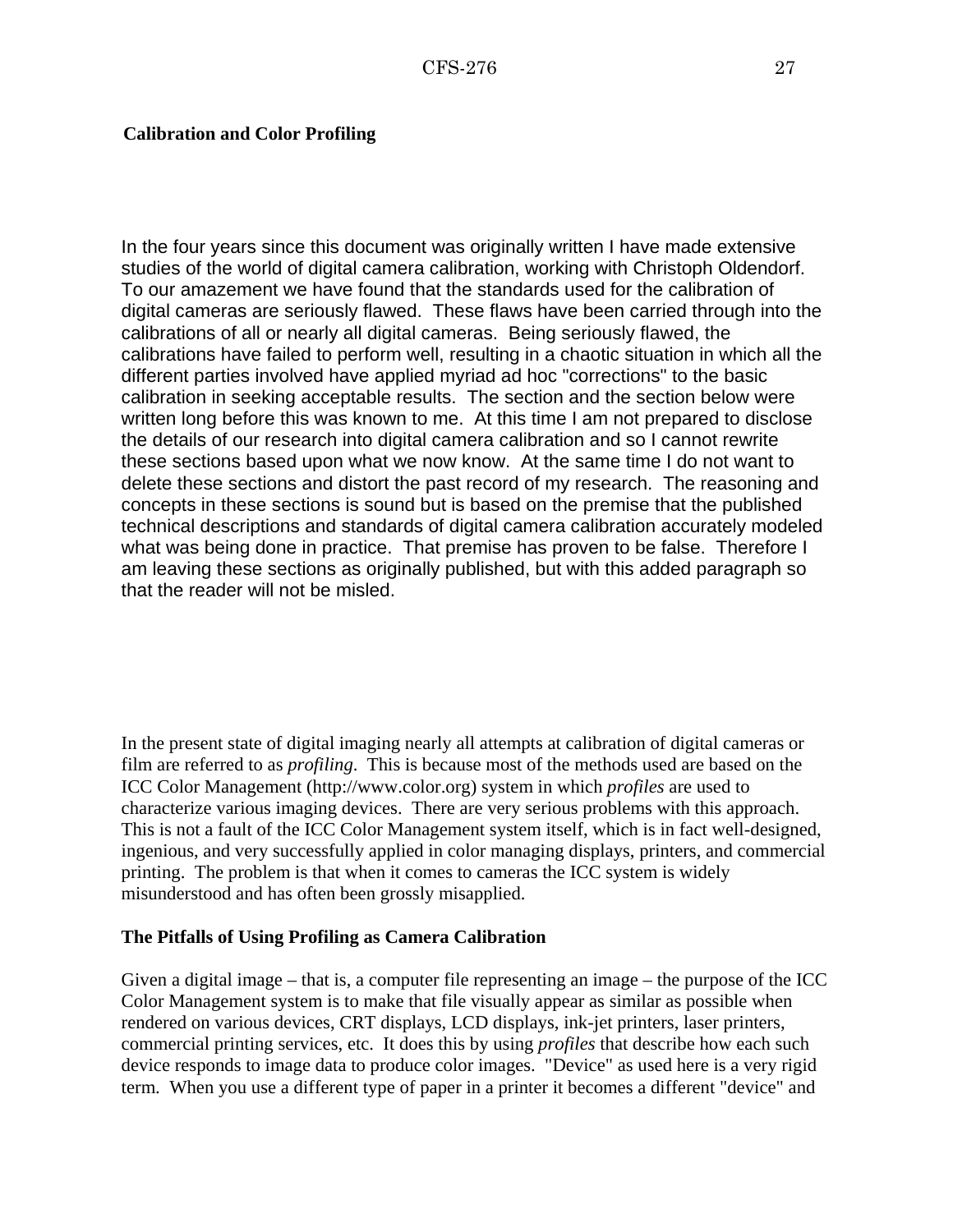**Calibration and Color Profiling**

In the four years since this document was originally written I have made extensive studies of the world of digital camera calibration, working with Christoph Oldendorf. To our amazement we have found that the standards used for the calibration of digital cameras are seriously flawed. These flaws have been carried through into the calibrations of all or nearly all digital cameras. Being seriously flawed, the calibrations have failed to perform well, resulting in a chaotic situation in which all the different parties involved have applied myriad ad hoc "corrections" to the basic calibration in seeking acceptable results. The section and the section below were written long before this was known to me. At this time I am not prepared to disclose the details of our research into digital camera calibration and so I cannot rewrite these sections based upon what we now know. At the same time I do not want to delete these sections and distort the past record of my research. The reasoning and concepts in these sections is sound but is based on the premise that the published technical descriptions and standards of digital camera calibration accurately modeled what was being done in practice. That premise has proven to be false. Therefore I am leaving these sections as originally published, but with this added paragraph so that the reader will not be misled.

In the present state of digital imaging nearly all attempts at calibration of digital cameras or film are referred to as *profiling*. This is because most of the methods used are based on the ICC Color Management (http://www.color.org) system in which *profiles* are used to characterize various imaging devices. There are very serious problems with this approach. This is not a fault of the ICC Color Management system itself, which is in fact well-designed, ingenious, and very successfully applied in color managing displays, printers, and commercial printing. The problem is that when it comes to cameras the ICC system is widely misunderstood and has often been grossly misapplied.

**The Pitfalls of Using Profiling as Camera Calibration**

Given a digital image – that is, a computer file representing an image – the purpose of the ICC Color Management system is to make that file visually appear as similar as possible when rendered on various devices, CRT displays, LCD displays, ink-jet printers, laser printers, commercial printing services, etc. It does this by using *profiles* that describe how each such device responds to image data to produce color images. "Device" as used here is a very rigid term. When you use a different type of paper in a printer it becomes a different "device" and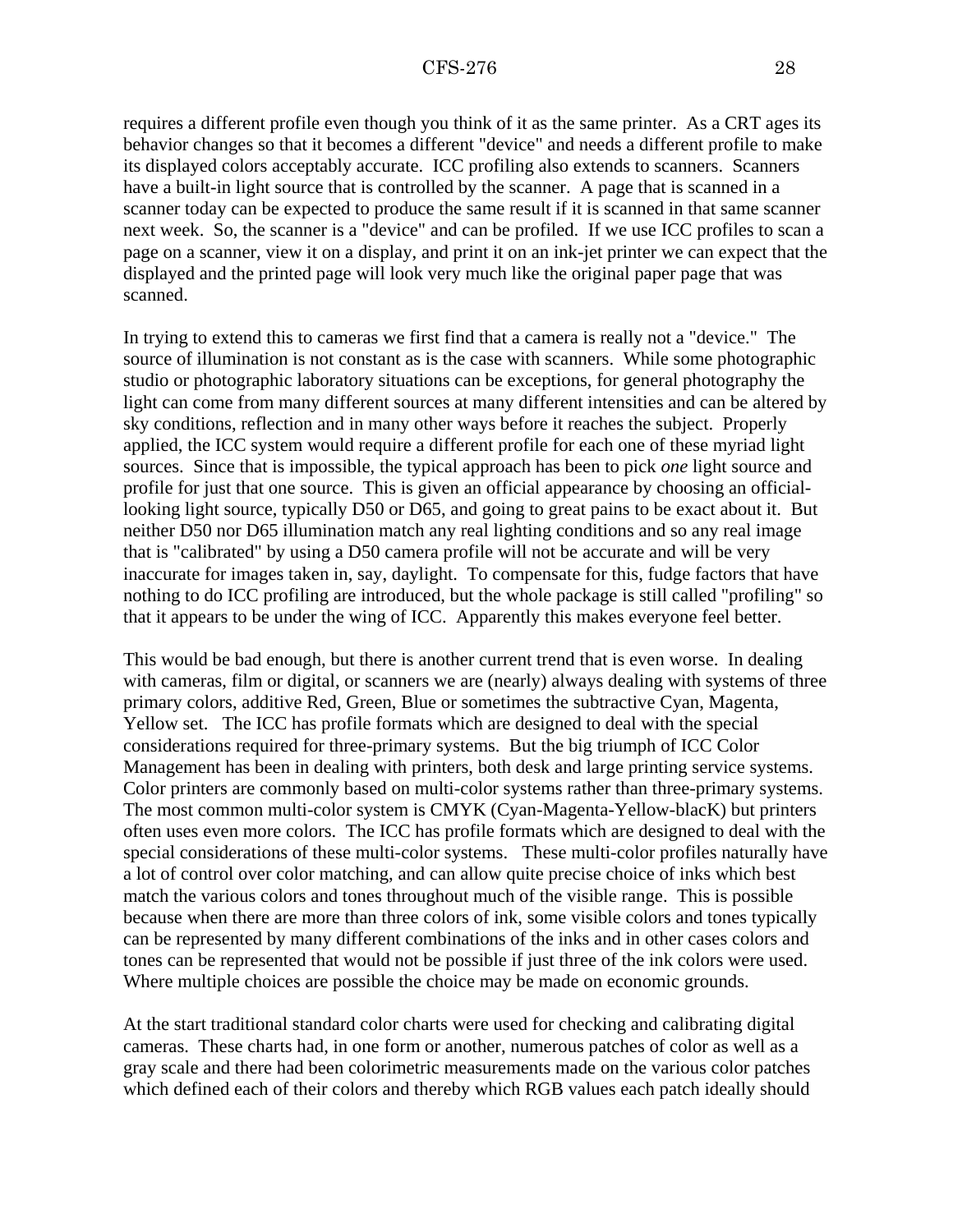requires a different profile even though you think of it as the same printer. As a CRT ages its behavior changes so that it becomes a different "device" and needs a different profile to make its displayed colors acceptably accurate. ICC profiling also extends to scanners. Scanners have a built-in light source that is controlled by the scanner. A page that is scanned in a scanner today can be expected to produce the same result if it is scanned in that same scanner next week. So, the scanner is a "device" and can be profiled. If we use ICC profiles to scan a page on a scanner, view it on a display, and print it on an ink-jet printer we can expect that the displayed and the printed page will look very much like the original paper page that was scanned.

In trying to extend this to cameras we first find that a camera is really not a "device." The source of illumination is not constant as is the case with scanners. While some photographic studio or photographic laboratory situations can be exceptions, for general photography the light can come from many different sources at many different intensities and can be altered by sky conditions, reflection and in many other ways before it reaches the subject. Properly applied, the ICC system would require a different profile for each one of these myriad light sources. Since that is impossible, the typical approach has been to pick *one* light source and profile for just that one source. This is given an official appearance by choosing an official-looking light source, typically D50 or D65, and going to great pains to be exact about it. But neither D50 nor D65 illumination match any real lighting conditions and so any real image that is "calibrated" by using a D50 camera profile will not be accurate and will be very inaccurate for images taken in, say, daylight. To compensate for this, fudge factors that have nothing to do ICC profiling are introduced, but the whole package is still called "profiling" so that it appears to be under the wing of ICC. Apparently this makes everyone feel better.

This would be bad enough, but there is another current trend that is even worse. In dealing with cameras, film or digital, or scanners we are (nearly) always dealing with systems of three primary colors, additive Red, Green, Blue or sometimes the subtractive Cyan, Magenta, Yellow set. The ICC has profile formats which are designed to deal with the special considerations required for three-primary systems. But the big triumph of ICC Color Management has been in dealing with printers, both desk and large printing service systems. Color printers are commonly based on multi-color systems rather than three-primary systems. The most common multi-color system is CMYK (Cyan-Magenta-Yellow-blacK) but printers often uses even more colors. The ICC has profile formats which are designed to deal with the special considerations of these multi-color systems. These multi-color profiles naturally have a lot of control over color matching, and can allow quite precise choice of inks which best match the various colors and tones throughout much of the visible range. This is possible because when there are more than three colors of ink, some visible colors and tones typically can be represented by many different combinations of the inks and in other cases colors and tones can be represented that would not be possible if just three of the ink colors were used. Where multiple choices are possible the choice may be made on economic grounds.

At the start traditional standard color charts were used for checking and calibrating digital cameras. These charts had, in one form or another, numerous patches of color as well as a gray scale and there had been colorimetric measurements made on the various color patches which defined each of their colors and thereby which RGB values each patch ideally should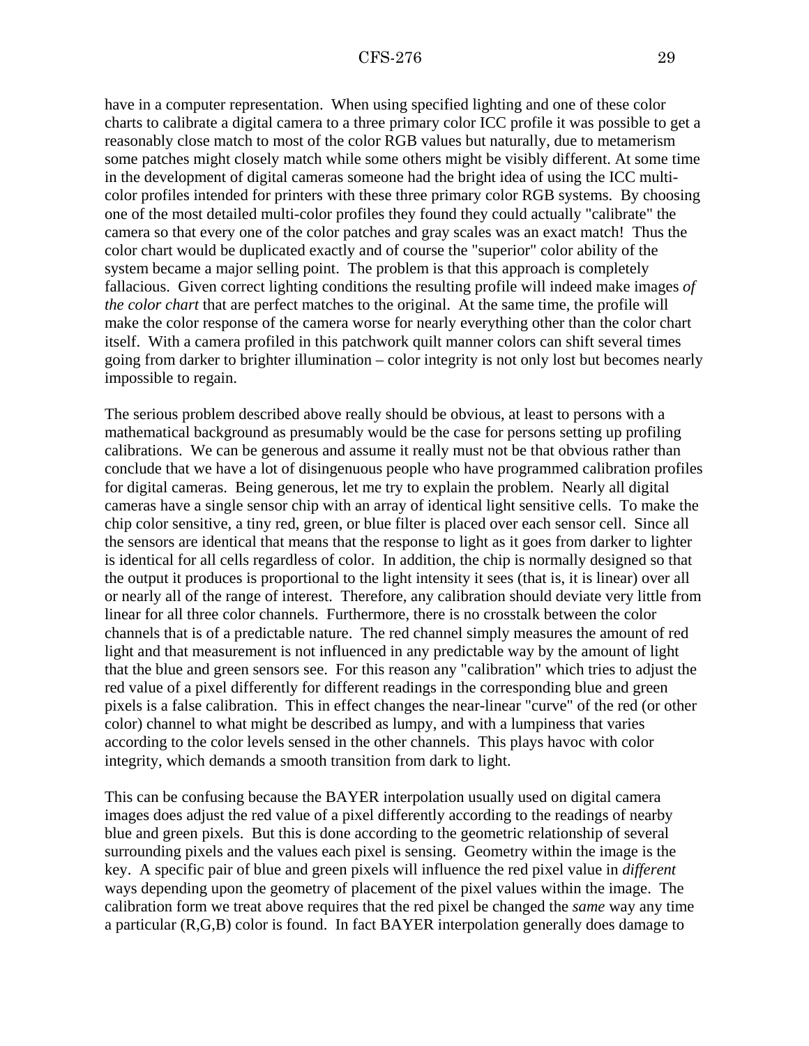have in a computer representation. When using specified lighting and one of these color charts to calibrate a digital camera to a three primary color ICC profile it was possible to get a reasonably close match to most of the color RGB values but naturally, due to metamerism some patches might closely match while some others might be visibly different. At some time in the development of digital cameras someone had the bright idea of using the ICC multi-color profiles intended for printers with these three primary color RGB systems. By choosing one of the most detailed multi-color profiles they found they could actually "calibrate" the camera so that every one of the color patches and gray scales was an exact match! Thus the color chart would be duplicated exactly and of course the "superior" color ability of the system became a major selling point. The problem is that this approach is completely fallacious. Given correct lighting conditions the resulting profile will indeed make images *of the color chart* that are perfect matches to the original. At the same time, the profile will make the color response of the camera worse for nearly everything other than the color chart itself. With a camera profiled in this patchwork quilt manner colors can shift several times going from darker to brighter illumination – color integrity is not only lost but becomes nearly impossible to regain.

The serious problem described above really should be obvious, at least to persons with a mathematical background as presumably would be the case for persons setting up profiling calibrations. We can be generous and assume it really must not be that obvious rather than conclude that we have a lot of disingenuous people who have programmed calibration profiles for digital cameras. Being generous, let me try to explain the problem. Nearly all digital cameras have a single sensor chip with an array of identical light sensitive cells. To make the chip color sensitive, a tiny red, green, or blue filter is placed over each sensor cell. Since all the sensors are identical that means that the response to light as it goes from darker to lighter is identical for all cells regardless of color. In addition, the chip is normally designed so that the output it produces is proportional to the light intensity it sees (that is, it is linear) over all or nearly all of the range of interest. Therefore, any calibration should deviate very little from linear for all three color channels. Furthermore, there is no crosstalk between the color channels that is of a predictable nature. The red channel simply measures the amount of red light and that measurement is not influenced in any predictable way by the amount of light that the blue and green sensors see. For this reason any "calibration" which tries to adjust the red value of a pixel differently for different readings in the corresponding blue and green pixels is a false calibration. This in effect changes the near-linear "curve" of the red (or other color) channel to what might be described as lumpy, and with a lumpiness that varies according to the color levels sensed in the other channels. This plays havoc with color integrity, which demands a smooth transition from dark to light.

This can be confusing because the BAYER interpolation usually used on digital camera images does adjust the red value of a pixel differently according to the readings of nearby blue and green pixels. But this is done according to the geometric relationship of several surrounding pixels and the values each pixel is sensing. Geometry within the image is the key. A specific pair of blue and green pixels will influence the red pixel value in *different* ways depending upon the geometry of placement of the pixel values within the image. The calibration form we treat above requires that the red pixel be changed the *same* way any time a particular (R,G,B) color is found. In fact BAYER interpolation generally does damage to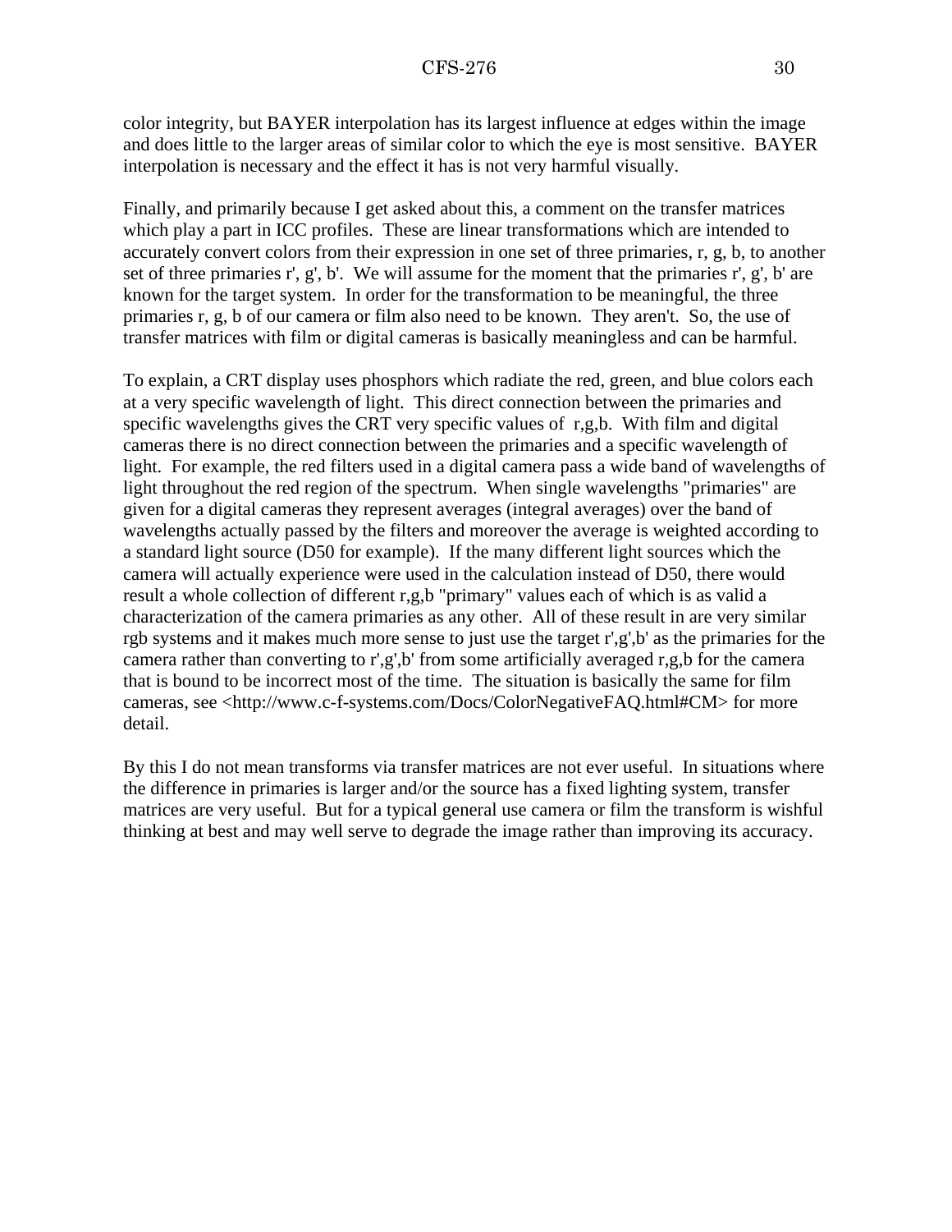color integrity, but BAYER interpolation has its largest influence at edges within the image and does little to the larger areas of similar color to which the eye is most sensitive. BAYER interpolation is necessary and the effect it has is not very harmful visually.

Finally, and primarily because I get asked about this, a comment on the transfer matrices which play a part in ICC profiles. These are linear transformations which are intended to accurately convert colors from their expression in one set of three primaries, r, g, b, to another set of three primaries r', g', b'. We will assume for the moment that the primaries r', g', b' are known for the target system. In order for the transformation to be meaningful, the three primaries r, g, b of our camera or film also need to be known. They aren't. So, the use of transfer matrices with film or digital cameras is basically meaningless and can be harmful.

To explain, a CRT display uses phosphors which radiate the red, green, and blue colors each at a very specific wavelength of light. This direct connection between the primaries and specific wavelengths gives the CRT very specific values of r,g,b. With film and digital cameras there is no direct connection between the primaries and a specific wavelength of light. For example, the red filters used in a digital camera pass a wide band of wavelengths of light throughout the red region of the spectrum. When single wavelengths "primaries" are given for a digital cameras they represent averages (integral averages) over the band of wavelengths actually passed by the filters and moreover the average is weighted according to a standard light source (D50 for example). If the many different light sources which the camera will actually experience were used in the calculation instead of D50, there would result a whole collection of different r,g,b "primary" values each of which is as valid a characterization of the camera primaries as any other. All of these result in are very similar rgb systems and it makes much more sense to just use the target r',g',b' as the primaries for the camera rather than converting to r',g',b' from some artificially averaged r,g,b for the camera that is bound to be incorrect most of the time. The situation is basically the same for film cameras, see <http://www.c-f-systems.com/Docs/ColorNegativeFAQ.html#CM> for more detail.

By this I do not mean transforms via transfer matrices are not ever useful. In situations where the difference in primaries is larger and/or the source has a fixed lighting system, transfer matrices are very useful. But for a typical general use camera or film the transform is wishful thinking at best and may well serve to degrade the image rather than improving its accuracy.